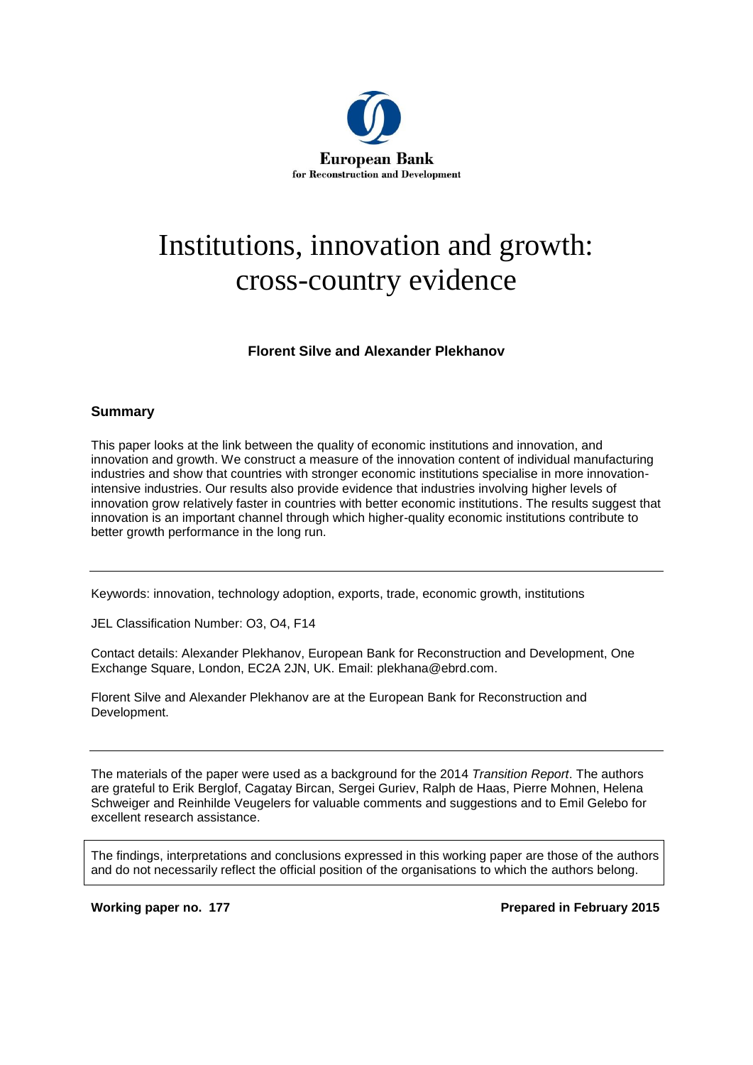European Bank
for Reconstruction and Development

# Institutions, innovation and growth: cross-country evidence

**Florent Silve and Alexander Plekhanov**

## Summary

This paper looks at the link between the quality of economic institutions and innovation, and innovation and growth. We construct a measure of the innovation content of individual manufacturing industries and show that countries with stronger economic institutions specialise in more innovation-intensive industries. Our results also provide evidence that industries involving higher levels of innovation grow relatively faster in countries with better economic institutions. The results suggest that innovation is an important channel through which higher-quality economic institutions contribute to better growth performance in the long run.

---

Keywords: innovation, technology adoption, exports, trade, economic growth, institutions

JEL Classification Number: O3, O4, F14

Contact details: Alexander Plekhanov, European Bank for Reconstruction and Development, One Exchange Square, London, EC2A 2JN, UK. Email: plekhana@ebrd.com.

Florent Silve and Alexander Plekhanov are at the European Bank for Reconstruction and Development.

---

The materials of the paper were used as a background for the 2014 *Transition Report*. The authors are grateful to Erik Berglof, Cagatay Bircan, Sergei Guriev, Ralph de Haas, Pierre Mohnen, Helena Schweiger and Reinhilde Veugelers for valuable comments and suggestions and to Emil Gelebo for excellent research assistance.

The findings, interpretations and conclusions expressed in this working paper are those of the authors and do not necessarily reflect the official position of the organisations to which the authors belong.

**Working paper no. 177** **Prepared in February 2015**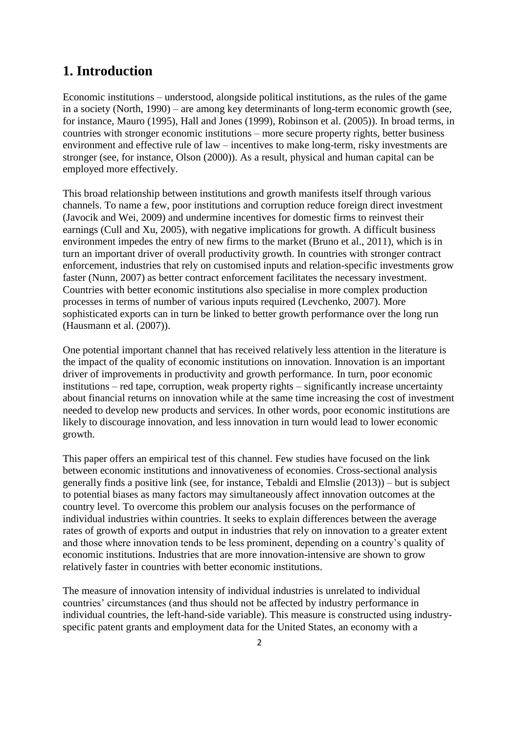## 1. Introduction

Economic institutions – understood, alongside political institutions, as the rules of the game in a society (North, 1990) – are among key determinants of long-term economic growth (see, for instance, Mauro (1995), Hall and Jones (1999), Robinson et al. (2005)). In broad terms, in countries with stronger economic institutions – more secure property rights, better business environment and effective rule of law – incentives to make long-term, risky investments are stronger (see, for instance, Olson (2000)). As a result, physical and human capital can be employed more effectively.

This broad relationship between institutions and growth manifests itself through various channels. To name a few, poor institutions and corruption reduce foreign direct investment (Javocik and Wei, 2009) and undermine incentives for domestic firms to reinvest their earnings (Cull and Xu, 2005), with negative implications for growth. A difficult business environment impedes the entry of new firms to the market (Bruno et al., 2011), which is in turn an important driver of overall productivity growth. In countries with stronger contract enforcement, industries that rely on customised inputs and relation-specific investments grow faster (Nunn, 2007) as better contract enforcement facilitates the necessary investment. Countries with better economic institutions also specialise in more complex production processes in terms of number of various inputs required (Levchenko, 2007). More sophisticated exports can in turn be linked to better growth performance over the long run (Hausmann et al. (2007)).

One potential important channel that has received relatively less attention in the literature is the impact of the quality of economic institutions on innovation. Innovation is an important driver of improvements in productivity and growth performance. In turn, poor economic institutions – red tape, corruption, weak property rights – significantly increase uncertainty about financial returns on innovation while at the same time increasing the cost of investment needed to develop new products and services. In other words, poor economic institutions are likely to discourage innovation, and less innovation in turn would lead to lower economic growth.

This paper offers an empirical test of this channel. Few studies have focused on the link between economic institutions and innovativeness of economies. Cross-sectional analysis generally finds a positive link (see, for instance, Tebaldi and Elmslie (2013)) – but is subject to potential biases as many factors may simultaneously affect innovation outcomes at the country level. To overcome this problem our analysis focuses on the performance of individual industries within countries. It seeks to explain differences between the average rates of growth of exports and output in industries that rely on innovation to a greater extent and those where innovation tends to be less prominent, depending on a country's quality of economic institutions. Industries that are more innovation-intensive are shown to grow relatively faster in countries with better economic institutions.

The measure of innovation intensity of individual industries is unrelated to individual countries' circumstances (and thus should not be affected by industry performance in individual countries, the left-hand-side variable). This measure is constructed using industry-specific patent grants and employment data for the United States, an economy with a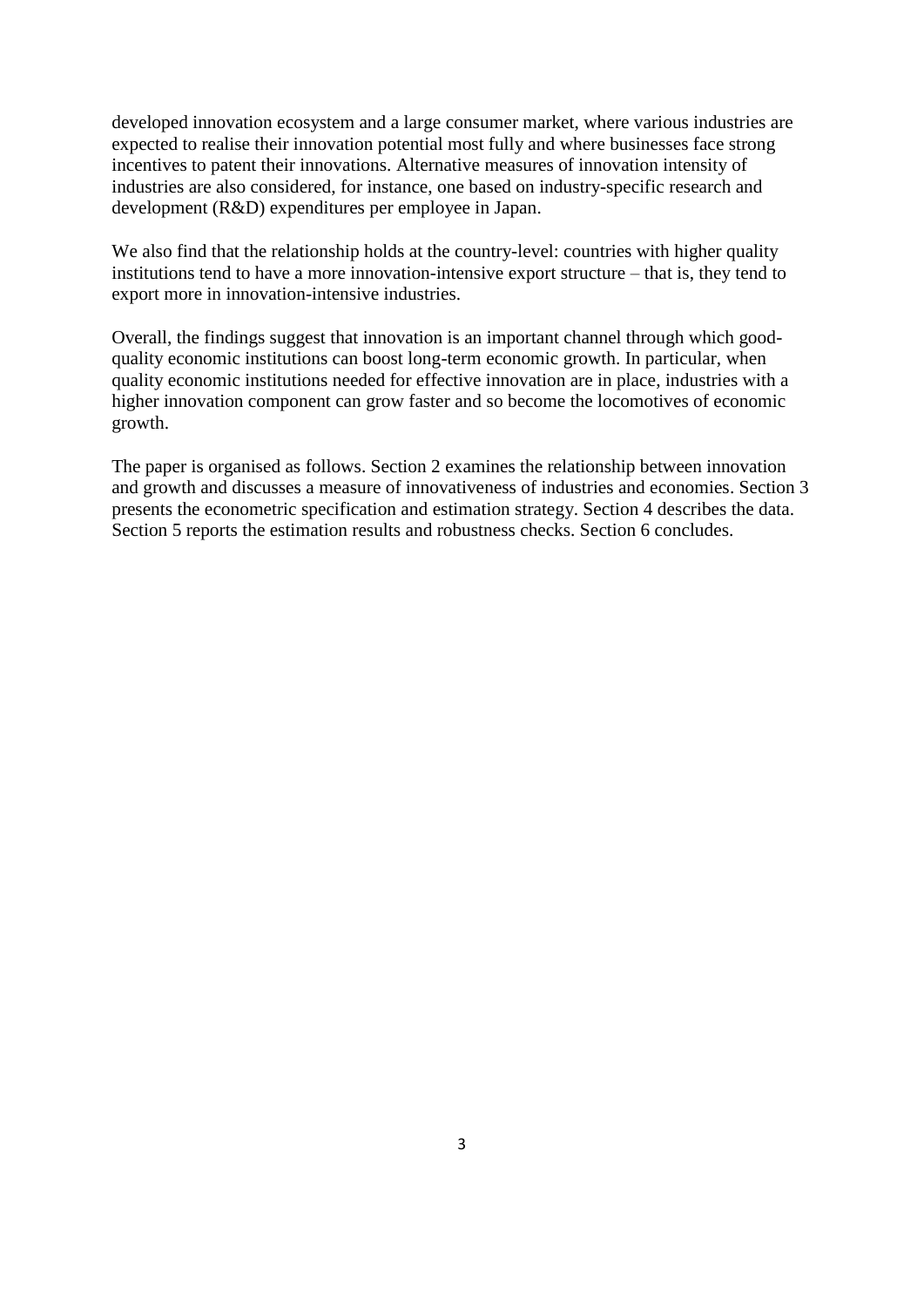developed innovation ecosystem and a large consumer market, where various industries are expected to realise their innovation potential most fully and where businesses face strong incentives to patent their innovations. Alternative measures of innovation intensity of industries are also considered, for instance, one based on industry-specific research and development (R&D) expenditures per employee in Japan.

We also find that the relationship holds at the country-level: countries with higher quality institutions tend to have a more innovation-intensive export structure – that is, they tend to export more in innovation-intensive industries.

Overall, the findings suggest that innovation is an important channel through which good-quality economic institutions can boost long-term economic growth. In particular, when quality economic institutions needed for effective innovation are in place, industries with a higher innovation component can grow faster and so become the locomotives of economic growth.

The paper is organised as follows. Section 2 examines the relationship between innovation and growth and discusses a measure of innovativeness of industries and economies. Section 3 presents the econometric specification and estimation strategy. Section 4 describes the data. Section 5 reports the estimation results and robustness checks. Section 6 concludes.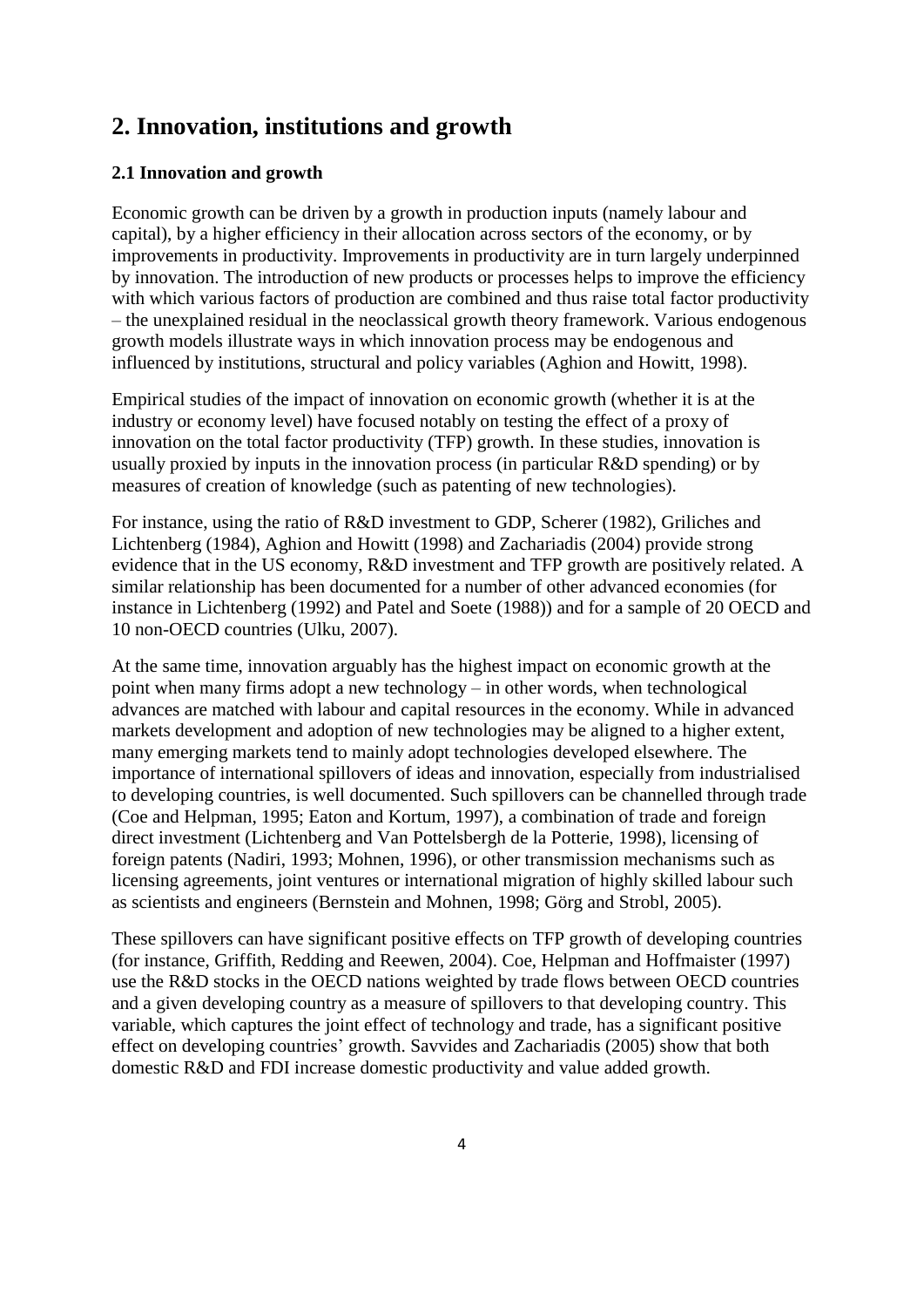## 2. Innovation, institutions and growth

### 2.1 Innovation and growth

Economic growth can be driven by a growth in production inputs (namely labour and capital), by a higher efficiency in their allocation across sectors of the economy, or by improvements in productivity. Improvements in productivity are in turn largely underpinned by innovation. The introduction of new products or processes helps to improve the efficiency with which various factors of production are combined and thus raise total factor productivity – the unexplained residual in the neoclassical growth theory framework. Various endogenous growth models illustrate ways in which innovation process may be endogenous and influenced by institutions, structural and policy variables (Aghion and Howitt, 1998).

Empirical studies of the impact of innovation on economic growth (whether it is at the industry or economy level) have focused notably on testing the effect of a proxy of innovation on the total factor productivity (TFP) growth. In these studies, innovation is usually proxied by inputs in the innovation process (in particular R&D spending) or by measures of creation of knowledge (such as patenting of new technologies).

For instance, using the ratio of R&D investment to GDP, Scherer (1982), Griliches and Lichtenberg (1984), Aghion and Howitt (1998) and Zachariadis (2004) provide strong evidence that in the US economy, R&D investment and TFP growth are positively related. A similar relationship has been documented for a number of other advanced economies (for instance in Lichtenberg (1992) and Patel and Soete (1988)) and for a sample of 20 OECD and 10 non-OECD countries (Ulku, 2007).

At the same time, innovation arguably has the highest impact on economic growth at the point when many firms adopt a new technology – in other words, when technological advances are matched with labour and capital resources in the economy. While in advanced markets development and adoption of new technologies may be aligned to a higher extent, many emerging markets tend to mainly adopt technologies developed elsewhere. The importance of international spillovers of ideas and innovation, especially from industrialised to developing countries, is well documented. Such spillovers can be channelled through trade (Coe and Helpman, 1995; Eaton and Kortum, 1997), a combination of trade and foreign direct investment (Lichtenberg and Van Pottelsbergh de la Potterie, 1998), licensing of foreign patents (Nadiri, 1993; Mohnen, 1996), or other transmission mechanisms such as licensing agreements, joint ventures or international migration of highly skilled labour such as scientists and engineers (Bernstein and Mohnen, 1998; Görg and Strobl, 2005).

These spillovers can have significant positive effects on TFP growth of developing countries (for instance, Griffith, Redding and Reewen, 2004). Coe, Helpman and Hoffmaister (1997) use the R&D stocks in the OECD nations weighted by trade flows between OECD countries and a given developing country as a measure of spillovers to that developing country. This variable, which captures the joint effect of technology and trade, has a significant positive effect on developing countries' growth. Savvides and Zachariadis (2005) show that both domestic R&D and FDI increase domestic productivity and value added growth.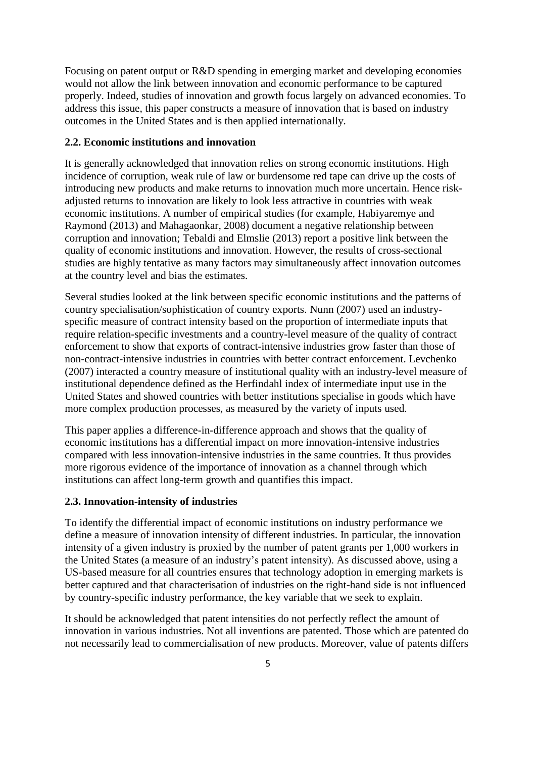Focusing on patent output or R&D spending in emerging market and developing economies would not allow the link between innovation and economic performance to be captured properly. Indeed, studies of innovation and growth focus largely on advanced economies. To address this issue, this paper constructs a measure of innovation that is based on industry outcomes in the United States and is then applied internationally.

### 2.2. Economic institutions and innovation

It is generally acknowledged that innovation relies on strong economic institutions. High incidence of corruption, weak rule of law or burdensome red tape can drive up the costs of introducing new products and make returns to innovation much more uncertain. Hence risk-adjusted returns to innovation are likely to look less attractive in countries with weak economic institutions. A number of empirical studies (for example, Habiyaremye and Raymond (2013) and Mahagaonkar, 2008) document a negative relationship between corruption and innovation; Tebaldi and Elmslie (2013) report a positive link between the quality of economic institutions and innovation. However, the results of cross-sectional studies are highly tentative as many factors may simultaneously affect innovation outcomes at the country level and bias the estimates.

Several studies looked at the link between specific economic institutions and the patterns of country specialisation/sophistication of country exports. Nunn (2007) used an industry-specific measure of contract intensity based on the proportion of intermediate inputs that require relation-specific investments and a country-level measure of the quality of contract enforcement to show that exports of contract-intensive industries grow faster than those of non-contract-intensive industries in countries with better contract enforcement. Levchenko (2007) interacted a country measure of institutional quality with an industry-level measure of institutional dependence defined as the Herfindahl index of intermediate input use in the United States and showed countries with better institutions specialise in goods which have more complex production processes, as measured by the variety of inputs used.

This paper applies a difference-in-difference approach and shows that the quality of economic institutions has a differential impact on more innovation-intensive industries compared with less innovation-intensive industries in the same countries. It thus provides more rigorous evidence of the importance of innovation as a channel through which institutions can affect long-term growth and quantifies this impact.

### 2.3. Innovation-intensity of industries

To identify the differential impact of economic institutions on industry performance we define a measure of innovation intensity of different industries. In particular, the innovation intensity of a given industry is proxied by the number of patent grants per 1,000 workers in the United States (a measure of an industry's patent intensity). As discussed above, using a US-based measure for all countries ensures that technology adoption in emerging markets is better captured and that characterisation of industries on the right-hand side is not influenced by country-specific industry performance, the key variable that we seek to explain.

It should be acknowledged that patent intensities do not perfectly reflect the amount of innovation in various industries. Not all inventions are patented. Those which are patented do not necessarily lead to commercialisation of new products. Moreover, value of patents differs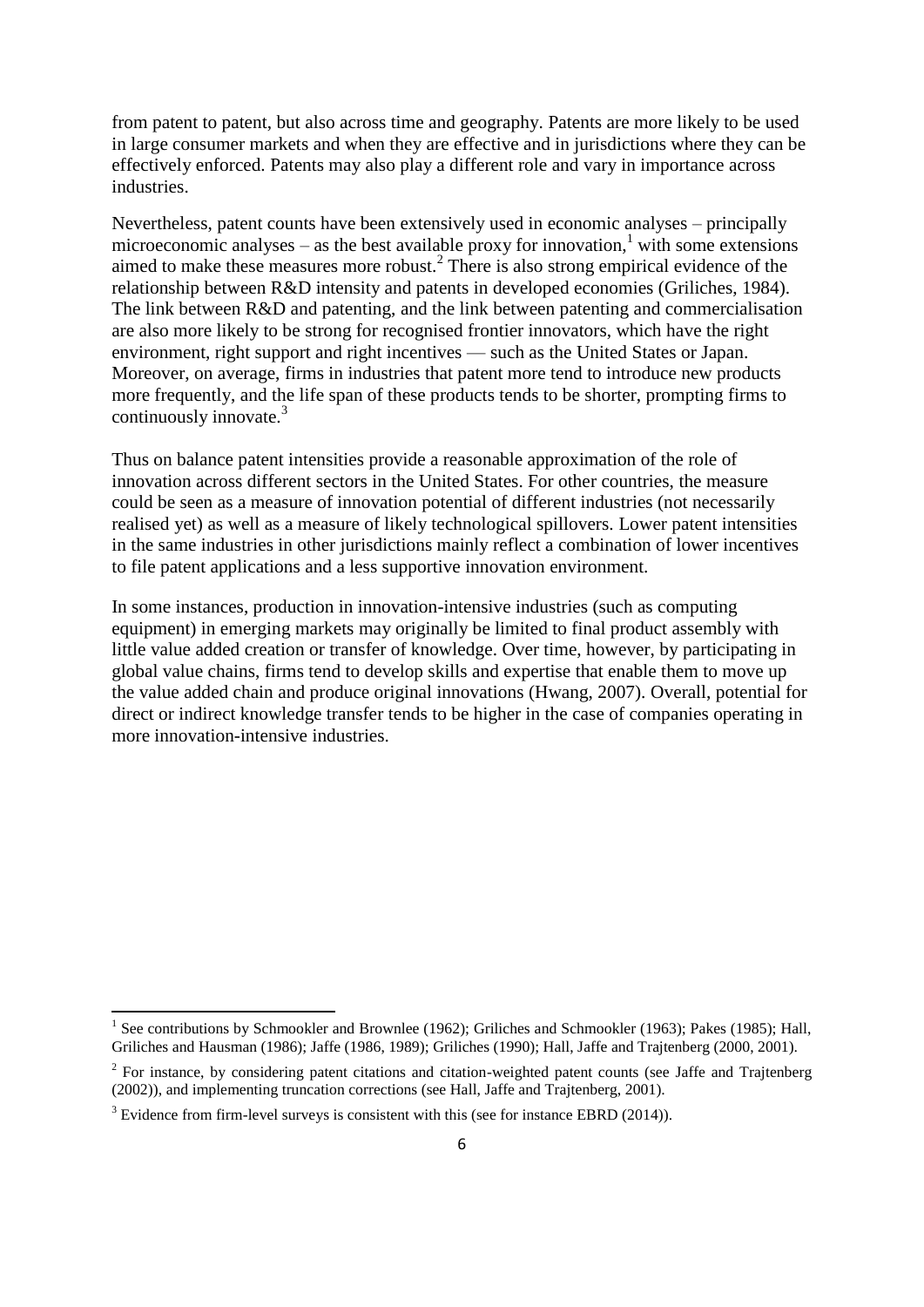from patent to patent, but also across time and geography. Patents are more likely to be used in large consumer markets and when they are effective and in jurisdictions where they can be effectively enforced. Patents may also play a different role and vary in importance across industries.

Nevertheless, patent counts have been extensively used in economic analyses – principally microeconomic analyses – as the best available proxy for innovation,[1] with some extensions aimed to make these measures more robust.[2] There is also strong empirical evidence of the relationship between R&D intensity and patents in developed economies (Griliches, 1984). The link between R&D and patenting, and the link between patenting and commercialisation are also more likely to be strong for recognised frontier innovators, which have the right environment, right support and right incentives — such as the United States or Japan. Moreover, on average, firms in industries that patent more tend to introduce new products more frequently, and the life span of these products tends to be shorter, prompting firms to continuously innovate.[3]

Thus on balance patent intensities provide a reasonable approximation of the role of innovation across different sectors in the United States. For other countries, the measure could be seen as a measure of innovation potential of different industries (not necessarily realised yet) as well as a measure of likely technological spillovers. Lower patent intensities in the same industries in other jurisdictions mainly reflect a combination of lower incentives to file patent applications and a less supportive innovation environment.

In some instances, production in innovation-intensive industries (such as computing equipment) in emerging markets may originally be limited to final product assembly with little value added creation or transfer of knowledge. Over time, however, by participating in global value chains, firms tend to develop skills and expertise that enable them to move up the value added chain and produce original innovations (Hwang, 2007). Overall, potential for direct or indirect knowledge transfer tends to be higher in the case of companies operating in more innovation-intensive industries.

---

[1] See contributions by Schmookler and Brownlee (1962); Griliches and Schmookler (1963); Pakes (1985); Hall, Griliches and Hausman (1986); Jaffe (1986, 1989); Griliches (1990); Hall, Jaffe and Trajtenberg (2000, 2001).

[2] For instance, by considering patent citations and citation-weighted patent counts (see Jaffe and Trajtenberg (2002)), and implementing truncation corrections (see Hall, Jaffe and Trajtenberg, 2001).

[3] Evidence from firm-level surveys is consistent with this (see for instance EBRD (2014)).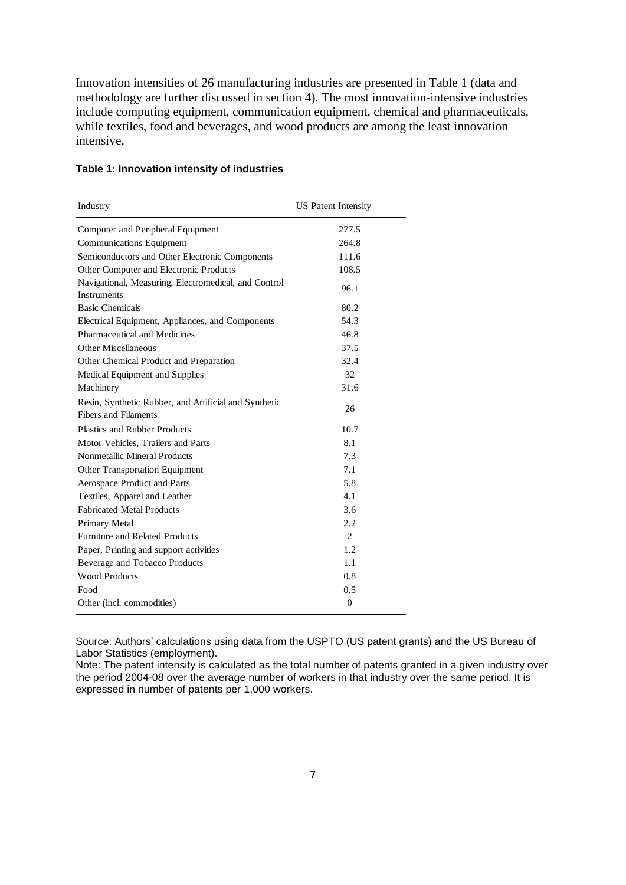Innovation intensities of 26 manufacturing industries are presented in Table 1 (data and methodology are further discussed in section 4). The most innovation-intensive industries include computing equipment, communication equipment, chemical and pharmaceuticals, while textiles, food and beverages, and wood products are among the least innovation intensive.

**Table 1: Innovation intensity of industries**

| Industry | US Patent Intensity |
|---|---|
| Computer and Peripheral Equipment | 277.5 |
| Communications Equipment | 264.8 |
| Semiconductors and Other Electronic Components | 111.6 |
| Other Computer and Electronic Products | 108.5 |
| Navigational, Measuring, Electromedical, and Control Instruments | 96.1 |
| Basic Chemicals | 80.2 |
| Electrical Equipment, Appliances, and Components | 54.3 |
| Pharmaceutical and Medicines | 46.8 |
| Other Miscellaneous | 37.5 |
| Other Chemical Product and Preparation | 32.4 |
| Medical Equipment and Supplies | 32 |
| Machinery | 31.6 |
| Resin, Synthetic Rubber, and Artificial and Synthetic Fibers and Filaments | 26 |
| Plastics and Rubber Products | 10.7 |
| Motor Vehicles, Trailers and Parts | 8.1 |
| Nonmetallic Mineral Products | 7.3 |
| Other Transportation Equipment | 7.1 |
| Aerospace Product and Parts | 5.8 |
| Textiles, Apparel and Leather | 4.1 |
| Fabricated Metal Products | 3.6 |
| Primary Metal | 2.2 |
| Furniture and Related Products | 2 |
| Paper, Printing and support activities | 1.2 |
| Beverage and Tobacco Products | 1.1 |
| Wood Products | 0.8 |
| Food | 0.5 |
| Other (incl. commodities) | 0 |

Source: Authors' calculations using data from the USPTO (US patent grants) and the US Bureau of Labor Statistics (employment).

Note: The patent intensity is calculated as the total number of patents granted in a given industry over the period 2004-08 over the average number of workers in that industry over the same period. It is expressed in number of patents per 1,000 workers.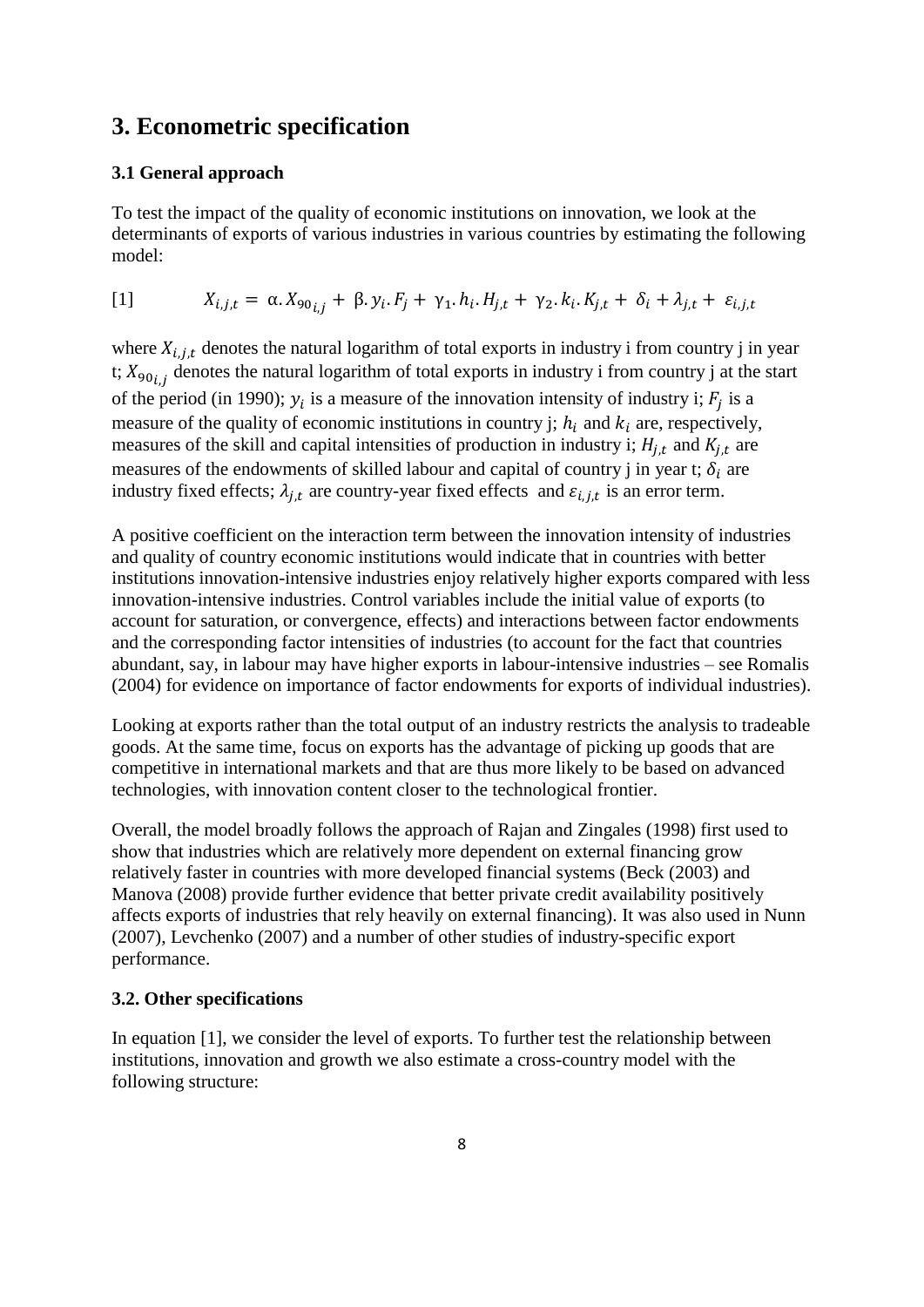## 3. Econometric specification

### 3.1 General approach

To test the impact of the quality of economic institutions on innovation, we look at the determinants of exports of various industries in various countries by estimating the following model:

$$[1] \qquad X_{i,j,t} = \alpha . X_{90_{i,j}} + \beta . y_i . F_j + \gamma_1 . h_i . H_{j,t} + \gamma_2 . k_i . K_{j,t} + \delta_i + \lambda_{j,t} + \varepsilon_{i,j,t}$$

where $X_{i,j,t}$ denotes the natural logarithm of total exports in industry i from country j in year t; $X_{90_{i,j}}$ denotes the natural logarithm of total exports in industry i from country j at the start of the period (in 1990); $y_i$ is a measure of the innovation intensity of industry i; $F_j$ is a measure of the quality of economic institutions in country j; $h_i$ and $k_i$ are, respectively, measures of the skill and capital intensities of production in industry i; $H_{j,t}$ and $K_{j,t}$ are measures of the endowments of skilled labour and capital of country j in year t; $\delta_i$ are industry fixed effects; $\lambda_{j,t}$ are country-year fixed effects and $\varepsilon_{i,j,t}$ is an error term.

A positive coefficient on the interaction term between the innovation intensity of industries and quality of country economic institutions would indicate that in countries with better institutions innovation-intensive industries enjoy relatively higher exports compared with less innovation-intensive industries. Control variables include the initial value of exports (to account for saturation, or convergence, effects) and interactions between factor endowments and the corresponding factor intensities of industries (to account for the fact that countries abundant, say, in labour may have higher exports in labour-intensive industries – see Romalis (2004) for evidence on importance of factor endowments for exports of individual industries).

Looking at exports rather than the total output of an industry restricts the analysis to tradeable goods. At the same time, focus on exports has the advantage of picking up goods that are competitive in international markets and that are thus more likely to be based on advanced technologies, with innovation content closer to the technological frontier.

Overall, the model broadly follows the approach of Rajan and Zingales (1998) first used to show that industries which are relatively more dependent on external financing grow relatively faster in countries with more developed financial systems (Beck (2003) and Manova (2008) provide further evidence that better private credit availability positively affects exports of industries that rely heavily on external financing). It was also used in Nunn (2007), Levchenko (2007) and a number of other studies of industry-specific export performance.

### 3.2. Other specifications

In equation [1], we consider the level of exports. To further test the relationship between institutions, innovation and growth we also estimate a cross-country model with the following structure: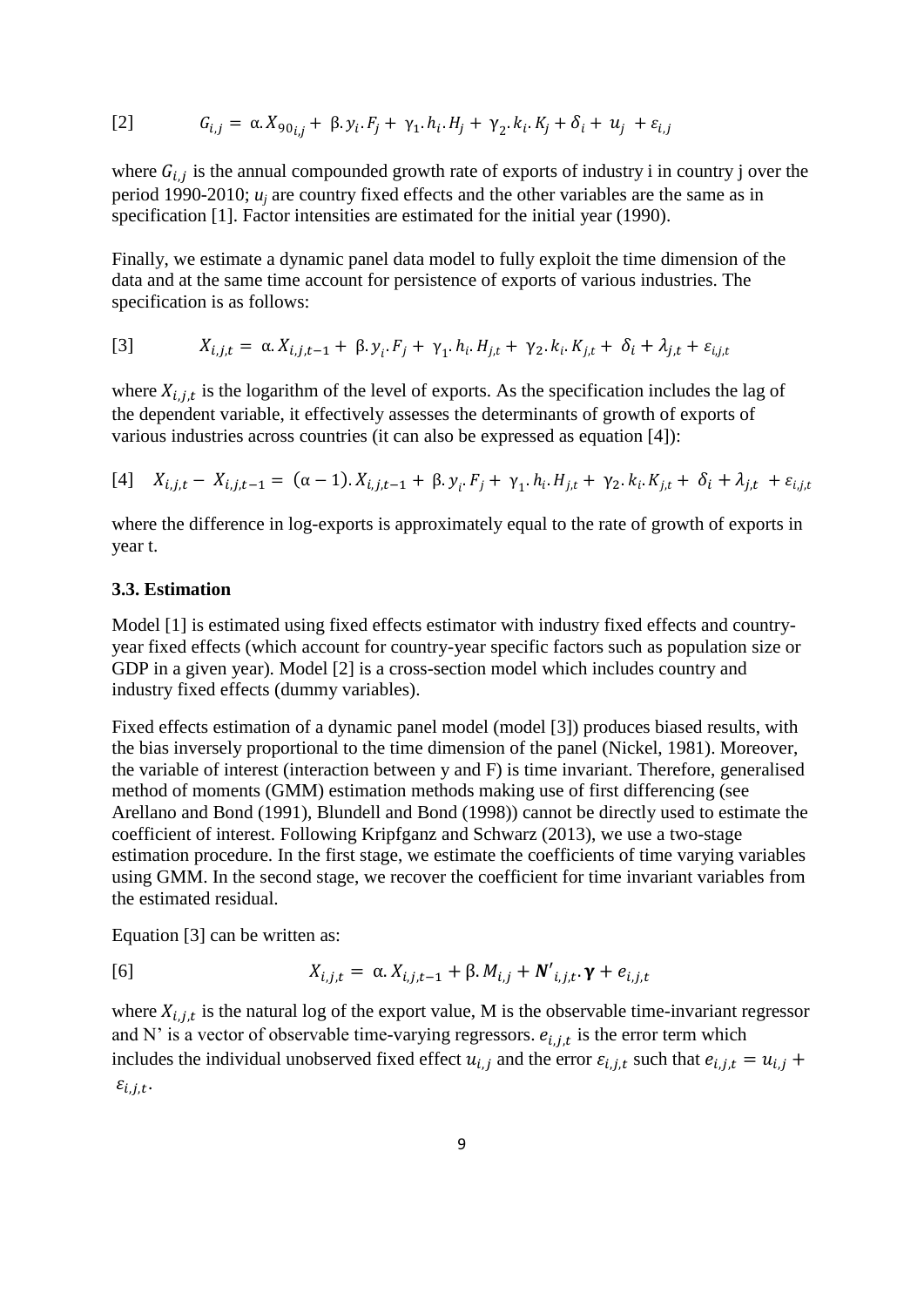$$[2] \qquad G_{i,j} = \alpha . X_{90_{i,j}} + \beta . y_i . F_j + \gamma_1 . h_i . H_j + \gamma_2 . k_i . K_j + \delta_i + u_j + \varepsilon_{i,j}$$

where $G_{i,j}$ is the annual compounded growth rate of exports of industry i in country j over the period 1990-2010; $u_j$ are country fixed effects and the other variables are the same as in specification [1]. Factor intensities are estimated for the initial year (1990).

Finally, we estimate a dynamic panel data model to fully exploit the time dimension of the data and at the same time account for persistence of exports of various industries. The specification is as follows:

$$[3] \qquad X_{i,j,t} = \alpha . X_{i,j,t-1} + \beta . y_i . F_j + \gamma_1 . h_i . H_{j,t} + \gamma_2 . k_i . K_{j,t} + \delta_i + \lambda_{j,t} + \varepsilon_{i,j,t}$$

where $X_{i,j,t}$ is the logarithm of the level of exports. As the specification includes the lag of the dependent variable, it effectively assesses the determinants of growth of exports of various industries across countries (it can also be expressed as equation [4]):

$$[4] \quad X_{i,j,t} - X_{i,j,t-1} = (\alpha - 1) . X_{i,j,t-1} + \beta . y_i . F_j + \gamma_1 . h_i . H_{j,t} + \gamma_2 . k_i . K_{j,t} + \delta_i + \lambda_{j,t} + \varepsilon_{i,j,t}$$

where the difference in log-exports is approximately equal to the rate of growth of exports in year t.

### 3.3. Estimation

Model [1] is estimated using fixed effects estimator with industry fixed effects and country-year fixed effects (which account for country-year specific factors such as population size or GDP in a given year). Model [2] is a cross-section model which includes country and industry fixed effects (dummy variables).

Fixed effects estimation of a dynamic panel model (model [3]) produces biased results, with the bias inversely proportional to the time dimension of the panel (Nickel, 1981). Moreover, the variable of interest (interaction between y and F) is time invariant. Therefore, generalised method of moments (GMM) estimation methods making use of first differencing (see Arellano and Bond (1991), Blundell and Bond (1998)) cannot be directly used to estimate the coefficient of interest. Following Kripfganz and Schwarz (2013), we use a two-stage estimation procedure. In the first stage, we estimate the coefficients of time varying variables using GMM. In the second stage, we recover the coefficient for time invariant variables from the estimated residual.

Equation [3] can be written as:

$$[6] \qquad X_{i,j,t} = \alpha . X_{i,j,t-1} + \beta . M_{i,j} + \boldsymbol{N'}_{i,j,t} . \boldsymbol{\gamma} + e_{i,j,t}$$

where $X_{i,j,t}$ is the natural log of the export value, M is the observable time-invariant regressor and N' is a vector of observable time-varying regressors. $e_{i,j,t}$ is the error term which includes the individual unobserved fixed effect $u_{i,j}$ and the error $\varepsilon_{i,j,t}$ such that $e_{i,j,t} = u_{i,j} + \varepsilon_{i,j,t}$.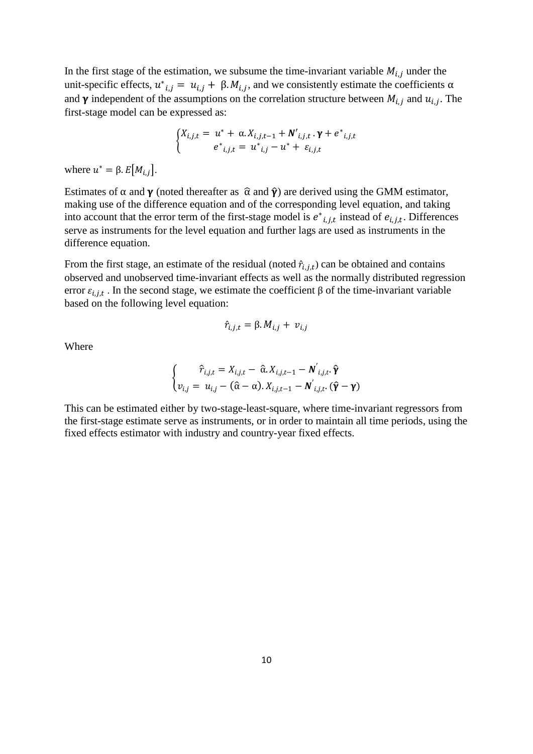In the first stage of the estimation, we subsume the time-invariant variable $M_{i,j}$ under the unit-specific effects, $u^*_{i,j} = u_{i,j} + \beta.M_{i,j}$, and we consistently estimate the coefficients α and $\boldsymbol{\gamma}$ independent of the assumptions on the correlation structure between $M_{i,j}$ and $u_{i,j}$. The first-stage model can be expressed as:

$$\begin{cases} X_{i,j,t} = u^* + \alpha.X_{i,j,t-1} + \boldsymbol{N'}_{i,j,t}.\boldsymbol{\gamma} + e^*_{i,j,t} \\ e^*_{i,j,t} = u^*_{i,j} - u^* + \varepsilon_{i,j,t} \end{cases}$$

where $u^* = \beta.E[M_{i,j}]$.

Estimates of α and $\boldsymbol{\gamma}$ (noted thereafter as $\hat{\alpha}$ and $\hat{\boldsymbol{\gamma}}$) are derived using the GMM estimator, making use of the difference equation and of the corresponding level equation, and taking into account that the error term of the first-stage model is $e^*_{i,j,t}$ instead of $e_{i,j,t}$. Differences serve as instruments for the level equation and further lags are used as instruments in the difference equation.

From the first stage, an estimate of the residual (noted $\hat{r}_{i,j,t}$) can be obtained and contains observed and unobserved time-invariant effects as well as the normally distributed regression error $\varepsilon_{i,j,t}$. In the second stage, we estimate the coefficient β of the time-invariant variable based on the following level equation:

$$\hat{r}_{i,j,t} = \beta.M_{i,j} + v_{i,j}$$

Where

$$\begin{cases} \hat{r}_{i,j,t} = X_{i,j,t} - \hat{\alpha}.X_{i,j,t-1} - \boldsymbol{N}'_{i,j,t}.\hat{\boldsymbol{\gamma}} \\ v_{i,j} = u_{i,j} - (\hat{\alpha} - \alpha).X_{i,j,t-1} - \boldsymbol{N}'_{i,j,t}.(\hat{\boldsymbol{\gamma}} - \boldsymbol{\gamma}) \end{cases}$$

This can be estimated either by two-stage-least-square, where time-invariant regressors from the first-stage estimate serve as instruments, or in order to maintain all time periods, using the fixed effects estimator with industry and country-year fixed effects.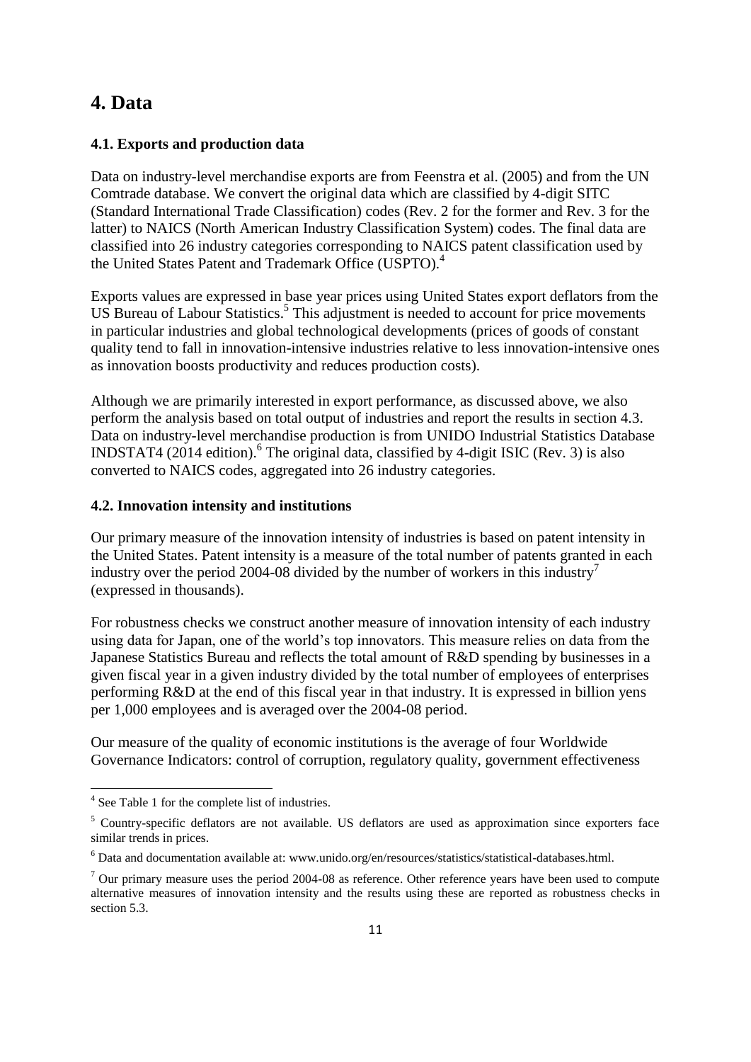# 4. Data

### 4.1. Exports and production data

Data on industry-level merchandise exports are from Feenstra et al. (2005) and from the UN Comtrade database. We convert the original data which are classified by 4-digit SITC (Standard International Trade Classification) codes (Rev. 2 for the former and Rev. 3 for the latter) to NAICS (North American Industry Classification System) codes. The final data are classified into 26 industry categories corresponding to NAICS patent classification used by the United States Patent and Trademark Office (USPTO).[4]

Exports values are expressed in base year prices using United States export deflators from the US Bureau of Labour Statistics.[5] This adjustment is needed to account for price movements in particular industries and global technological developments (prices of goods of constant quality tend to fall in innovation-intensive industries relative to less innovation-intensive ones as innovation boosts productivity and reduces production costs).

Although we are primarily interested in export performance, as discussed above, we also perform the analysis based on total output of industries and report the results in section 4.3. Data on industry-level merchandise production is from UNIDO Industrial Statistics Database INDSTAT4 (2014 edition).[6] The original data, classified by 4-digit ISIC (Rev. 3) is also converted to NAICS codes, aggregated into 26 industry categories.

### 4.2. Innovation intensity and institutions

Our primary measure of the innovation intensity of industries is based on patent intensity in the United States. Patent intensity is a measure of the total number of patents granted in each industry over the period 2004-08 divided by the number of workers in this industry[7] (expressed in thousands).

For robustness checks we construct another measure of innovation intensity of each industry using data for Japan, one of the world's top innovators. This measure relies on data from the Japanese Statistics Bureau and reflects the total amount of R&D spending by businesses in a given fiscal year in a given industry divided by the total number of employees of enterprises performing R&D at the end of this fiscal year in that industry. It is expressed in billion yens per 1,000 employees and is averaged over the 2004-08 period.

Our measure of the quality of economic institutions is the average of four Worldwide Governance Indicators: control of corruption, regulatory quality, government effectiveness

---

[4] See Table 1 for the complete list of industries.

[5] Country-specific deflators are not available. US deflators are used as approximation since exporters face similar trends in prices.

[6] Data and documentation available at: www.unido.org/en/resources/statistics/statistical-databases.html.

[7] Our primary measure uses the period 2004-08 as reference. Other reference years have been used to compute alternative measures of innovation intensity and the results using these are reported as robustness checks in section 5.3.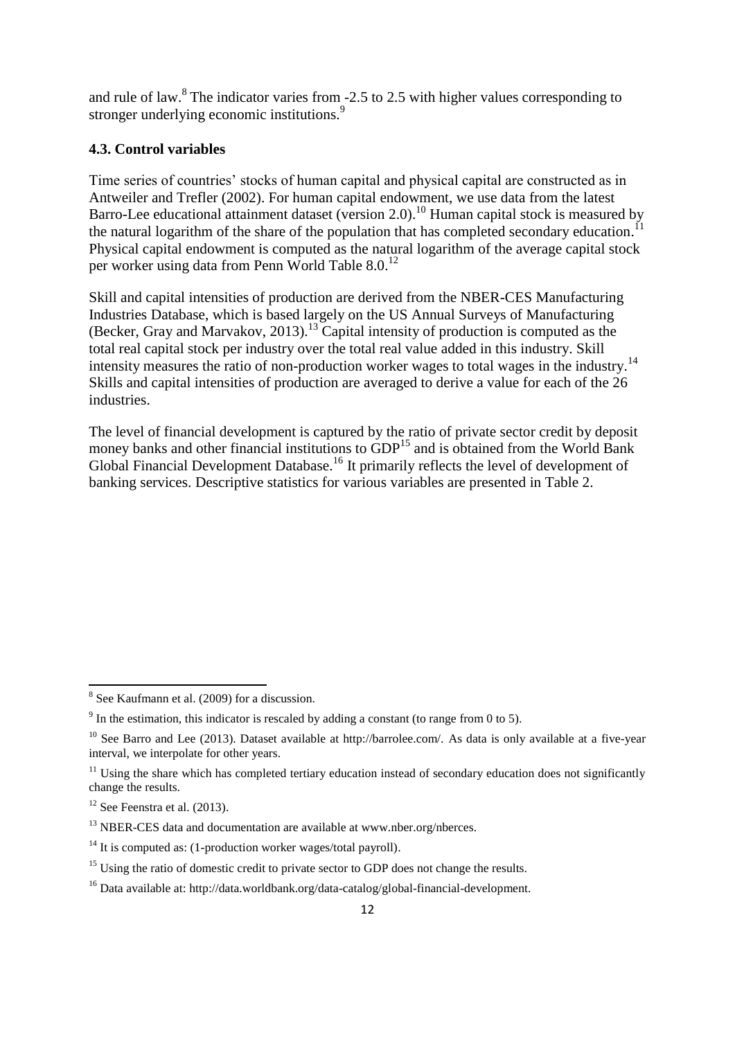and rule of law.[8] The indicator varies from -2.5 to 2.5 with higher values corresponding to stronger underlying economic institutions.[9]

### 4.3. Control variables

Time series of countries' stocks of human capital and physical capital are constructed as in Antweiler and Trefler (2002). For human capital endowment, we use data from the latest Barro-Lee educational attainment dataset (version 2.0).[10] Human capital stock is measured by the natural logarithm of the share of the population that has completed secondary education.[11] Physical capital endowment is computed as the natural logarithm of the average capital stock per worker using data from Penn World Table 8.0.[12]

Skill and capital intensities of production are derived from the NBER-CES Manufacturing Industries Database, which is based largely on the US Annual Surveys of Manufacturing (Becker, Gray and Marvakov, 2013).[13] Capital intensity of production is computed as the total real capital stock per industry over the total real value added in this industry. Skill intensity measures the ratio of non-production worker wages to total wages in the industry.[14] Skills and capital intensities of production are averaged to derive a value for each of the 26 industries.

The level of financial development is captured by the ratio of private sector credit by deposit money banks and other financial institutions to GDP[15] and is obtained from the World Bank Global Financial Development Database.[16] It primarily reflects the level of development of banking services. Descriptive statistics for various variables are presented in Table 2.

---

[8] See Kaufmann et al. (2009) for a discussion.

[9] In the estimation, this indicator is rescaled by adding a constant (to range from 0 to 5).

[10] See Barro and Lee (2013). Dataset available at http://barrolee.com/. As data is only available at a five-year interval, we interpolate for other years.

[11] Using the share which has completed tertiary education instead of secondary education does not significantly change the results.

[12] See Feenstra et al. (2013).

[13] NBER-CES data and documentation are available at www.nber.org/nberces.

[14] It is computed as: (1-production worker wages/total payroll).

[15] Using the ratio of domestic credit to private sector to GDP does not change the results.

[16] Data available at: http://data.worldbank.org/data-catalog/global-financial-development.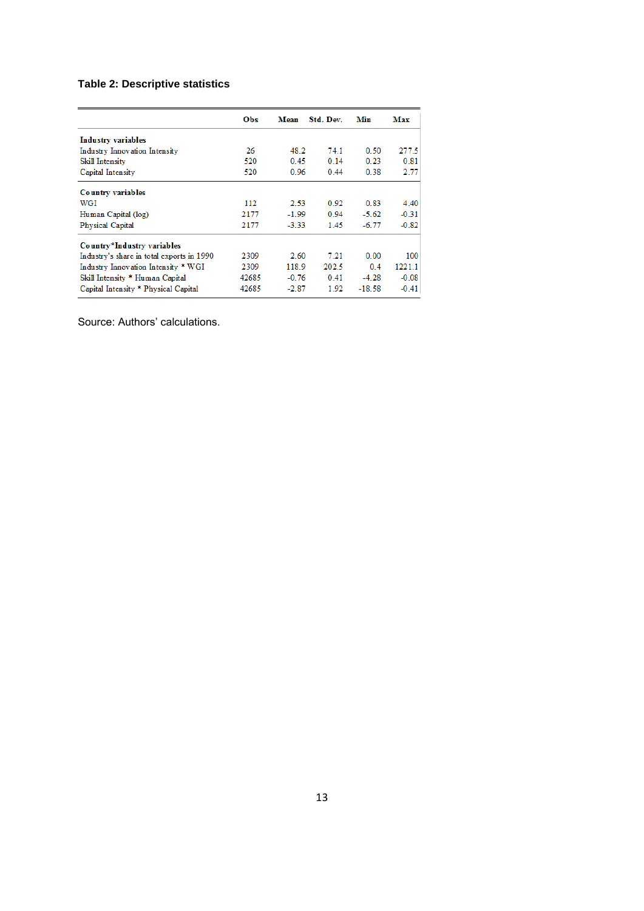**Table 2: Descriptive statistics**

| | Obs | Mean | Std. Dev. | Min | Max |
|---|---|---|---|---|---|
| **Industry variables** | | | | | |
| Industry Innovation Intensity | 26 | 48.2 | 74.1 | 0.50 | 277.5 |
| Skill Intensity | 520 | 0.45 | 0.14 | 0.23 | 0.81 |
| Capital Intensity | 520 | 0.96 | 0.44 | 0.38 | 2.77 |
| **Country variables** | | | | | |
| WGI | 112 | 2.53 | 0.92 | 0.83 | 4.40 |
| Human Capital (log) | 2177 | -1.99 | 0.94 | -5.62 | -0.31 |
| Physical Capital | 2177 | -3.33 | 1.45 | -6.77 | -0.82 |
| **Country*Industry variables** | | | | | |
| Industry's share in total exports in 1990 | 2309 | 2.60 | 7.21 | 0.00 | 100 |
| Industry Innovation Intensity * WGI | 2309 | 118.9 | 202.5 | 0.4 | 1221.1 |
| Skill Intensity * Human Capital | 42685 | -0.76 | 0.41 | -4.28 | -0.08 |
| Capital Intensity * Physical Capital | 42685 | -2.87 | 1.92 | -18.58 | -0.41 |

Source: Authors' calculations.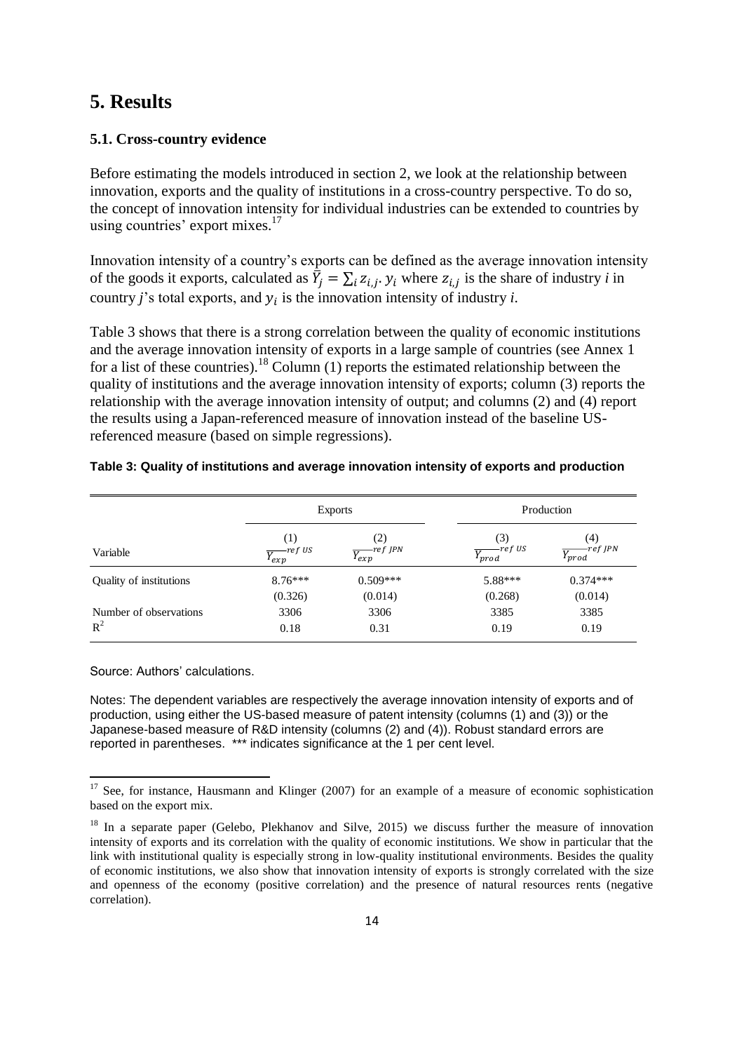# 5. Results

## 5.1. Cross-country evidence

Before estimating the models introduced in section 2, we look at the relationship between innovation, exports and the quality of institutions in a cross-country perspective. To do so, the concept of innovation intensity for individual industries can be extended to countries by using countries' export mixes.[17]

Innovation intensity of a country's exports can be defined as the average innovation intensity of the goods it exports, calculated as $\overline{Y}_j = \sum_i z_{i,j}.\, y_i$ where $z_{i,j}$ is the share of industry *i* in country *j*'s total exports, and $y_i$ is the innovation intensity of industry *i*.

Table 3 shows that there is a strong correlation between the quality of economic institutions and the average innovation intensity of exports in a large sample of countries (see Annex 1 for a list of these countries).[18] Column (1) reports the estimated relationship between the quality of institutions and the average innovation intensity of exports; column (3) reports the relationship with the average innovation intensity of output; and columns (2) and (4) report the results using a Japan-referenced measure of innovation instead of the baseline US-referenced measure (based on simple regressions).

**Table 3: Quality of institutions and average innovation intensity of exports and production**

| | Exports | | Production | |
|---|---|---|---|---|
| Variable | (1) $\overline{Y_{exp}}^{ref\ US}$ | (2) $\overline{Y_{exp}}^{ref\ JPN}$ | (3) $\overline{Y_{prod}}^{ref\ US}$ | (4) $\overline{Y_{prod}}^{ref\ JPN}$ |
| Quality of institutions | 8.76*** | 0.509*** | 5.88*** | 0.374*** |
| | (0.326) | (0.014) | (0.268) | (0.014) |
| Number of observations | 3306 | 3306 | 3385 | 3385 |
| $R^2$ | 0.18 | 0.31 | 0.19 | 0.19 |

Source: Authors' calculations.

Notes: The dependent variables are respectively the average innovation intensity of exports and of production, using either the US-based measure of patent intensity (columns (1) and (3)) or the Japanese-based measure of R&D intensity (columns (2) and (4)). Robust standard errors are reported in parentheses. *** indicates significance at the 1 per cent level.

---

[17] See, for instance, Hausmann and Klinger (2007) for an example of a measure of economic sophistication based on the export mix.

[18] In a separate paper (Gelebo, Plekhanov and Silve, 2015) we discuss further the measure of innovation intensity of exports and its correlation with the quality of economic institutions. We show in particular that the link with institutional quality is especially strong in low-quality institutional environments. Besides the quality of economic institutions, we also show that innovation intensity of exports is strongly correlated with the size and openness of the economy (positive correlation) and the presence of natural resources rents (negative correlation).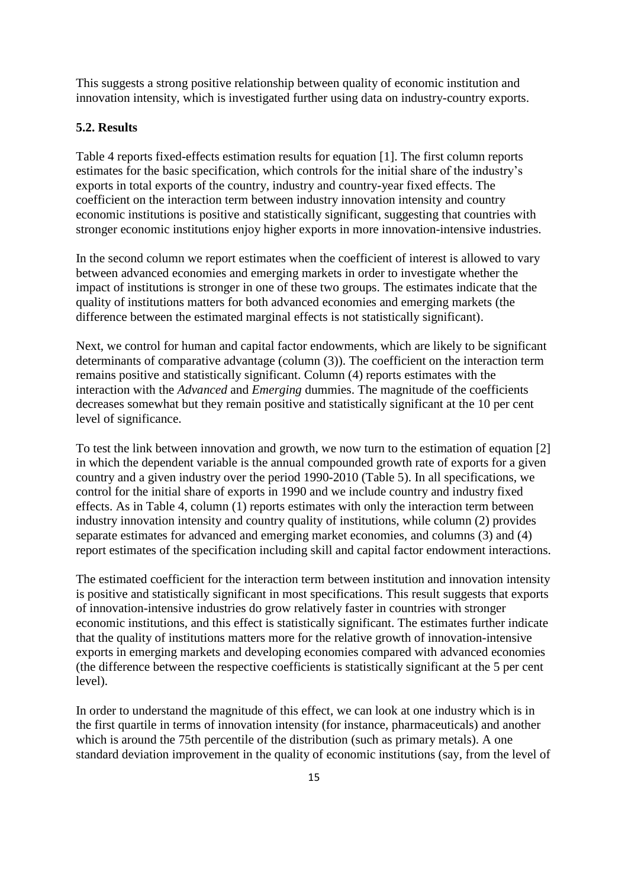This suggests a strong positive relationship between quality of economic institution and innovation intensity, which is investigated further using data on industry-country exports.

### 5.2. Results

Table 4 reports fixed-effects estimation results for equation [1]. The first column reports estimates for the basic specification, which controls for the initial share of the industry's exports in total exports of the country, industry and country-year fixed effects. The coefficient on the interaction term between industry innovation intensity and country economic institutions is positive and statistically significant, suggesting that countries with stronger economic institutions enjoy higher exports in more innovation-intensive industries.

In the second column we report estimates when the coefficient of interest is allowed to vary between advanced economies and emerging markets in order to investigate whether the impact of institutions is stronger in one of these two groups. The estimates indicate that the quality of institutions matters for both advanced economies and emerging markets (the difference between the estimated marginal effects is not statistically significant).

Next, we control for human and capital factor endowments, which are likely to be significant determinants of comparative advantage (column (3)). The coefficient on the interaction term remains positive and statistically significant. Column (4) reports estimates with the interaction with the *Advanced* and *Emerging* dummies. The magnitude of the coefficients decreases somewhat but they remain positive and statistically significant at the 10 per cent level of significance.

To test the link between innovation and growth, we now turn to the estimation of equation [2] in which the dependent variable is the annual compounded growth rate of exports for a given country and a given industry over the period 1990-2010 (Table 5). In all specifications, we control for the initial share of exports in 1990 and we include country and industry fixed effects. As in Table 4, column (1) reports estimates with only the interaction term between industry innovation intensity and country quality of institutions, while column (2) provides separate estimates for advanced and emerging market economies, and columns (3) and (4) report estimates of the specification including skill and capital factor endowment interactions.

The estimated coefficient for the interaction term between institution and innovation intensity is positive and statistically significant in most specifications. This result suggests that exports of innovation-intensive industries do grow relatively faster in countries with stronger economic institutions, and this effect is statistically significant. The estimates further indicate that the quality of institutions matters more for the relative growth of innovation-intensive exports in emerging markets and developing economies compared with advanced economies (the difference between the respective coefficients is statistically significant at the 5 per cent level).

In order to understand the magnitude of this effect, we can look at one industry which is in the first quartile in terms of innovation intensity (for instance, pharmaceuticals) and another which is around the 75th percentile of the distribution (such as primary metals). A one standard deviation improvement in the quality of economic institutions (say, from the level of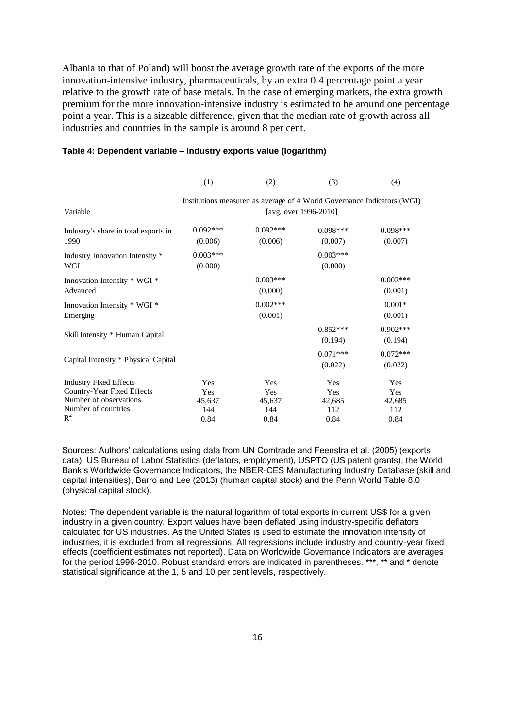Albania to that of Poland) will boost the average growth rate of the exports of the more innovation-intensive industry, pharmaceuticals, by an extra 0.4 percentage point a year relative to the growth rate of base metals. In the case of emerging markets, the extra growth premium for the more innovation-intensive industry is estimated to be around one percentage point a year. This is a sizeable difference, given that the median rate of growth across all industries and countries in the sample is around 8 per cent.

**Table 4: Dependent variable – industry exports value (logarithm)**

| | (1) | (2) | (3) | (4) |
|---|---|---|---|---|
| Variable | Institutions measured as average of 4 World Governance Indicators (WGI) [avg. over 1996-2010] | | | |
| Industry's share in total exports in 1990 | 0.092*** (0.006) | 0.092*** (0.006) | 0.098*** (0.007) | 0.098*** (0.007) |
| Industry Innovation Intensity * WGI | 0.003*** (0.000) | | 0.003*** (0.000) | |
| Innovation Intensity * WGI * Advanced | | 0.003*** (0.000) | | 0.002*** (0.001) |
| Innovation Intensity * WGI * Emerging | | 0.002*** (0.001) | | 0.001* (0.001) |
| Skill Intensity * Human Capital | | | 0.852*** (0.194) | 0.902*** (0.194) |
| Capital Intensity * Physical Capital | | | 0.071*** (0.022) | 0.072*** (0.022) |
| Industry Fixed Effects | Yes | Yes | Yes | Yes |
| Country-Year Fixed Effects | Yes | Yes | Yes | Yes |
| Number of observations | 45,637 | 45,637 | 42,685 | 42,685 |
| Number of countries | 144 | 144 | 112 | 112 |
| $R^2$ | 0.84 | 0.84 | 0.84 | 0.84 |

Sources: Authors' calculations using data from UN Comtrade and Feenstra et al. (2005) (exports data), US Bureau of Labor Statistics (deflators, employment), USPTO (US patent grants), the World Bank's Worldwide Governance Indicators, the NBER-CES Manufacturing Industry Database (skill and capital intensities), Barro and Lee (2013) (human capital stock) and the Penn World Table 8.0 (physical capital stock).

Notes: The dependent variable is the natural logarithm of total exports in current US$ for a given industry in a given country. Export values have been deflated using industry-specific deflators calculated for US industries. As the United States is used to estimate the innovation intensity of industries, it is excluded from all regressions. All regressions include industry and country-year fixed effects (coefficient estimates not reported). Data on Worldwide Governance Indicators are averages for the period 1996-2010. Robust standard errors are indicated in parentheses. ***, ** and * denote statistical significance at the 1, 5 and 10 per cent levels, respectively.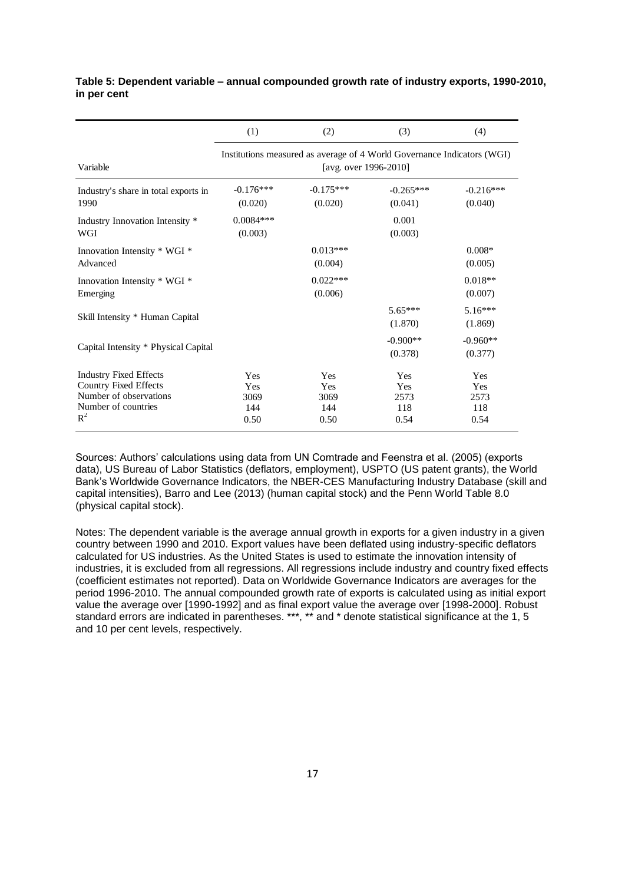**Table 5: Dependent variable – annual compounded growth rate of industry exports, 1990-2010, in per cent**

| | (1) | (2) | (3) | (4) |
|---|---|---|---|---|
| Variable | Institutions measured as average of 4 World Governance Indicators (WGI) [avg. over 1996-2010] | | | |
| Industry's share in total exports in 1990 | -0.176*** (0.020) | -0.175*** (0.020) | -0.265*** (0.041) | -0.216*** (0.040) |
| Industry Innovation Intensity * WGI | 0.0084*** (0.003) | | 0.001 (0.003) | |
| Innovation Intensity * WGI * Advanced | | 0.013*** (0.004) | | 0.008* (0.005) |
| Innovation Intensity * WGI * Emerging | | 0.022*** (0.006) | | 0.018** (0.007) |
| Skill Intensity * Human Capital | | | 5.65*** (1.870) | 5.16*** (1.869) |
| Capital Intensity * Physical Capital | | | -0.900** (0.378) | -0.960** (0.377) |
| Industry Fixed Effects | Yes | Yes | Yes | Yes |
| Country Fixed Effects | Yes | Yes | Yes | Yes |
| Number of observations | 3069 | 3069 | 2573 | 2573 |
| Number of countries | 144 | 144 | 118 | 118 |
| $R^2$ | 0.50 | 0.50 | 0.54 | 0.54 |

Sources: Authors' calculations using data from UN Comtrade and Feenstra et al. (2005) (exports data), US Bureau of Labor Statistics (deflators, employment), USPTO (US patent grants), the World Bank's Worldwide Governance Indicators, the NBER-CES Manufacturing Industry Database (skill and capital intensities), Barro and Lee (2013) (human capital stock) and the Penn World Table 8.0 (physical capital stock).

Notes: The dependent variable is the average annual growth in exports for a given industry in a given country between 1990 and 2010. Export values have been deflated using industry-specific deflators calculated for US industries. As the United States is used to estimate the innovation intensity of industries, it is excluded from all regressions. All regressions include industry and country fixed effects (coefficient estimates not reported). Data on Worldwide Governance Indicators are averages for the period 1996-2010. The annual compounded growth rate of exports is calculated using as initial export value the average over [1990-1992] and as final export value the average over [1998-2000]. Robust standard errors are indicated in parentheses. ***, ** and * denote statistical significance at the 1, 5 and 10 per cent levels, respectively.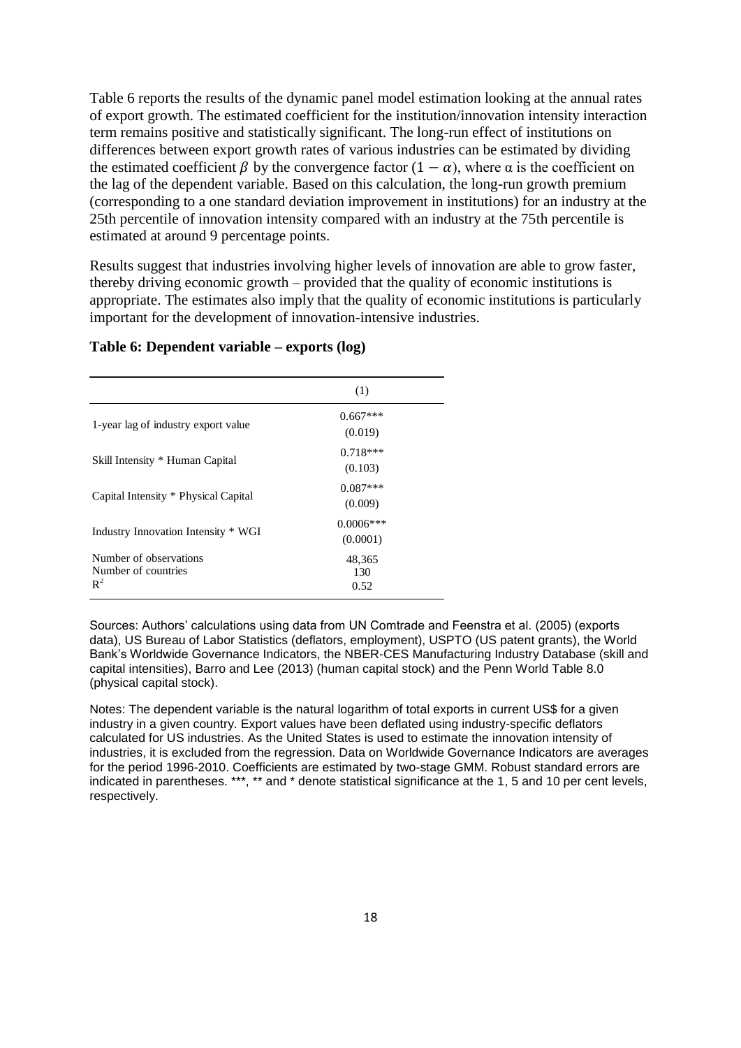Table 6 reports the results of the dynamic panel model estimation looking at the annual rates of export growth. The estimated coefficient for the institution/innovation intensity interaction term remains positive and statistically significant. The long-run effect of institutions on differences between export growth rates of various industries can be estimated by dividing the estimated coefficient $\beta$ by the convergence factor $(1 - \alpha)$, where $\alpha$ is the coefficient on the lag of the dependent variable. Based on this calculation, the long-run growth premium (corresponding to a one standard deviation improvement in institutions) for an industry at the 25th percentile of innovation intensity compared with an industry at the 75th percentile is estimated at around 9 percentage points.

Results suggest that industries involving higher levels of innovation are able to grow faster, thereby driving economic growth – provided that the quality of economic institutions is appropriate. The estimates also imply that the quality of economic institutions is particularly important for the development of innovation-intensive industries.

**Table 6: Dependent variable – exports (log)**

| | (1) |
|---|---|
| 1-year lag of industry export value | 0.667*** (0.019) |
| Skill Intensity * Human Capital | 0.718*** (0.103) |
| Capital Intensity * Physical Capital | 0.087*** (0.009) |
| Industry Innovation Intensity * WGI | 0.0006*** (0.0001) |
| Number of observations | 48,365 |
| Number of countries | 130 |
| $R^2$ | 0.52 |

Sources: Authors' calculations using data from UN Comtrade and Feenstra et al. (2005) (exports data), US Bureau of Labor Statistics (deflators, employment), USPTO (US patent grants), the World Bank's Worldwide Governance Indicators, the NBER-CES Manufacturing Industry Database (skill and capital intensities), Barro and Lee (2013) (human capital stock) and the Penn World Table 8.0 (physical capital stock).

Notes: The dependent variable is the natural logarithm of total exports in current US$ for a given industry in a given country. Export values have been deflated using industry-specific deflators calculated for US industries. As the United States is used to estimate the innovation intensity of industries, it is excluded from the regression. Data on Worldwide Governance Indicators are averages for the period 1996-2010. Coefficients are estimated by two-stage GMM. Robust standard errors are indicated in parentheses. ***, ** and * denote statistical significance at the 1, 5 and 10 per cent levels, respectively.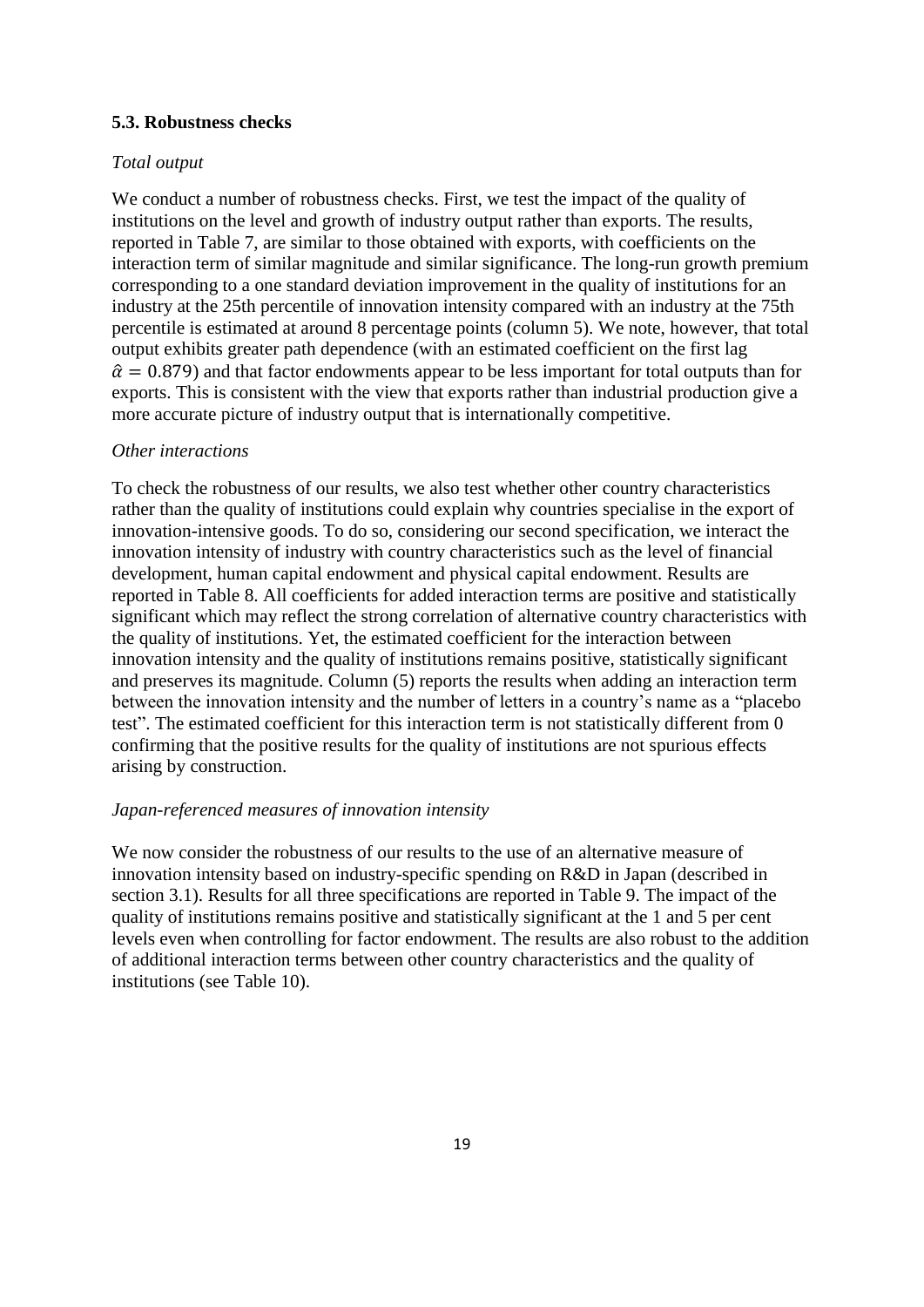### 5.3. Robustness checks

*Total output*

We conduct a number of robustness checks. First, we test the impact of the quality of institutions on the level and growth of industry output rather than exports. The results, reported in Table 7, are similar to those obtained with exports, with coefficients on the interaction term of similar magnitude and similar significance. The long-run growth premium corresponding to a one standard deviation improvement in the quality of institutions for an industry at the 25th percentile of innovation intensity compared with an industry at the 75th percentile is estimated at around 8 percentage points (column 5). We note, however, that total output exhibits greater path dependence (with an estimated coefficient on the first lag $\hat{\alpha} = 0.879$) and that factor endowments appear to be less important for total outputs than for exports. This is consistent with the view that exports rather than industrial production give a more accurate picture of industry output that is internationally competitive.

*Other interactions*

To check the robustness of our results, we also test whether other country characteristics rather than the quality of institutions could explain why countries specialise in the export of innovation-intensive goods. To do so, considering our second specification, we interact the innovation intensity of industry with country characteristics such as the level of financial development, human capital endowment and physical capital endowment. Results are reported in Table 8. All coefficients for added interaction terms are positive and statistically significant which may reflect the strong correlation of alternative country characteristics with the quality of institutions. Yet, the estimated coefficient for the interaction between innovation intensity and the quality of institutions remains positive, statistically significant and preserves its magnitude. Column (5) reports the results when adding an interaction term between the innovation intensity and the number of letters in a country's name as a "placebo test". The estimated coefficient for this interaction term is not statistically different from 0 confirming that the positive results for the quality of institutions are not spurious effects arising by construction.

*Japan-referenced measures of innovation intensity*

We now consider the robustness of our results to the use of an alternative measure of innovation intensity based on industry-specific spending on R&D in Japan (described in section 3.1). Results for all three specifications are reported in Table 9. The impact of the quality of institutions remains positive and statistically significant at the 1 and 5 per cent levels even when controlling for factor endowment. The results are also robust to the addition of additional interaction terms between other country characteristics and the quality of institutions (see Table 10).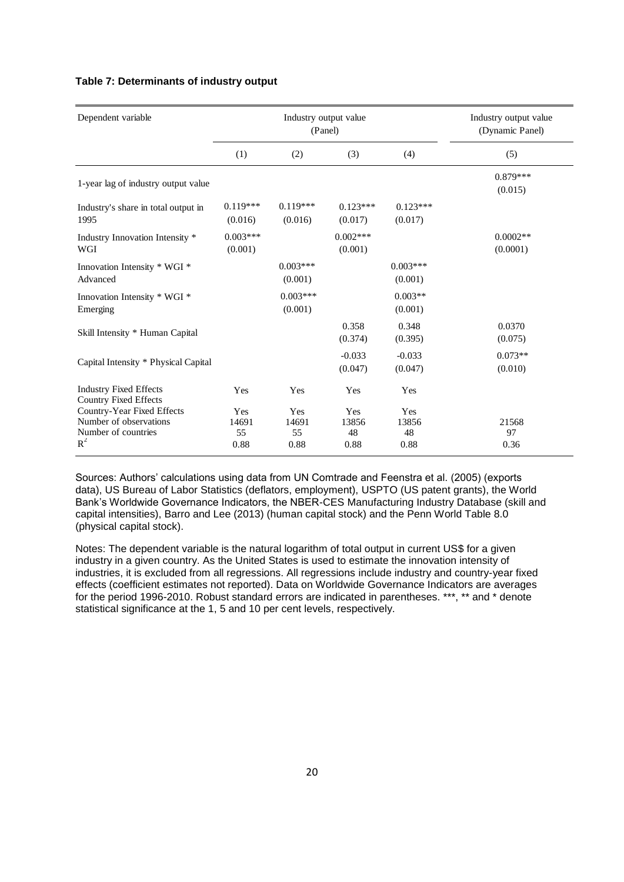**Table 7: Determinants of industry output**

| Dependent variable | Industry output value (Panel) | | | | Industry output value (Dynamic Panel) |
|---|---|---|---|---|---|
| | (1) | (2) | (3) | (4) | (5) |
| 1-year lag of industry output value | | | | | 0.879*** (0.015) |
| Industry's share in total output in 1995 | 0.119*** (0.016) | 0.119*** (0.016) | 0.123*** (0.017) | 0.123*** (0.017) | |
| Industry Innovation Intensity * WGI | 0.003*** (0.001) | | 0.002*** (0.001) | | 0.0002** (0.0001) |
| Innovation Intensity * WGI * Advanced | | 0.003*** (0.001) | | 0.003*** (0.001) | |
| Innovation Intensity * WGI * Emerging | | 0.003*** (0.001) | | 0.003** (0.001) | |
| Skill Intensity * Human Capital | | | 0.358 (0.374) | 0.348 (0.395) | 0.0370 (0.075) |
| Capital Intensity * Physical Capital | | | -0.033 (0.047) | -0.033 (0.047) | 0.073** (0.010) |
| Industry Fixed Effects | Yes | Yes | Yes | Yes | |
| Country Fixed Effects | | | | | |
| Country-Year Fixed Effects | Yes | Yes | Yes | Yes | |
| Number of observations | 14691 | 14691 | 13856 | 13856 | 21568 |
| Number of countries | 55 | 55 | 48 | 48 | 97 |
| $R^2$ | 0.88 | 0.88 | 0.88 | 0.88 | 0.36 |

Sources: Authors' calculations using data from UN Comtrade and Feenstra et al. (2005) (exports data), US Bureau of Labor Statistics (deflators, employment), USPTO (US patent grants), the World Bank's Worldwide Governance Indicators, the NBER-CES Manufacturing Industry Database (skill and capital intensities), Barro and Lee (2013) (human capital stock) and the Penn World Table 8.0 (physical capital stock).

Notes: The dependent variable is the natural logarithm of total output in current US$ for a given industry in a given country. As the United States is used to estimate the innovation intensity of industries, it is excluded from all regressions. All regressions include industry and country-year fixed effects (coefficient estimates not reported). Data on Worldwide Governance Indicators are averages for the period 1996-2010. Robust standard errors are indicated in parentheses. ***, ** and * denote statistical significance at the 1, 5 and 10 per cent levels, respectively.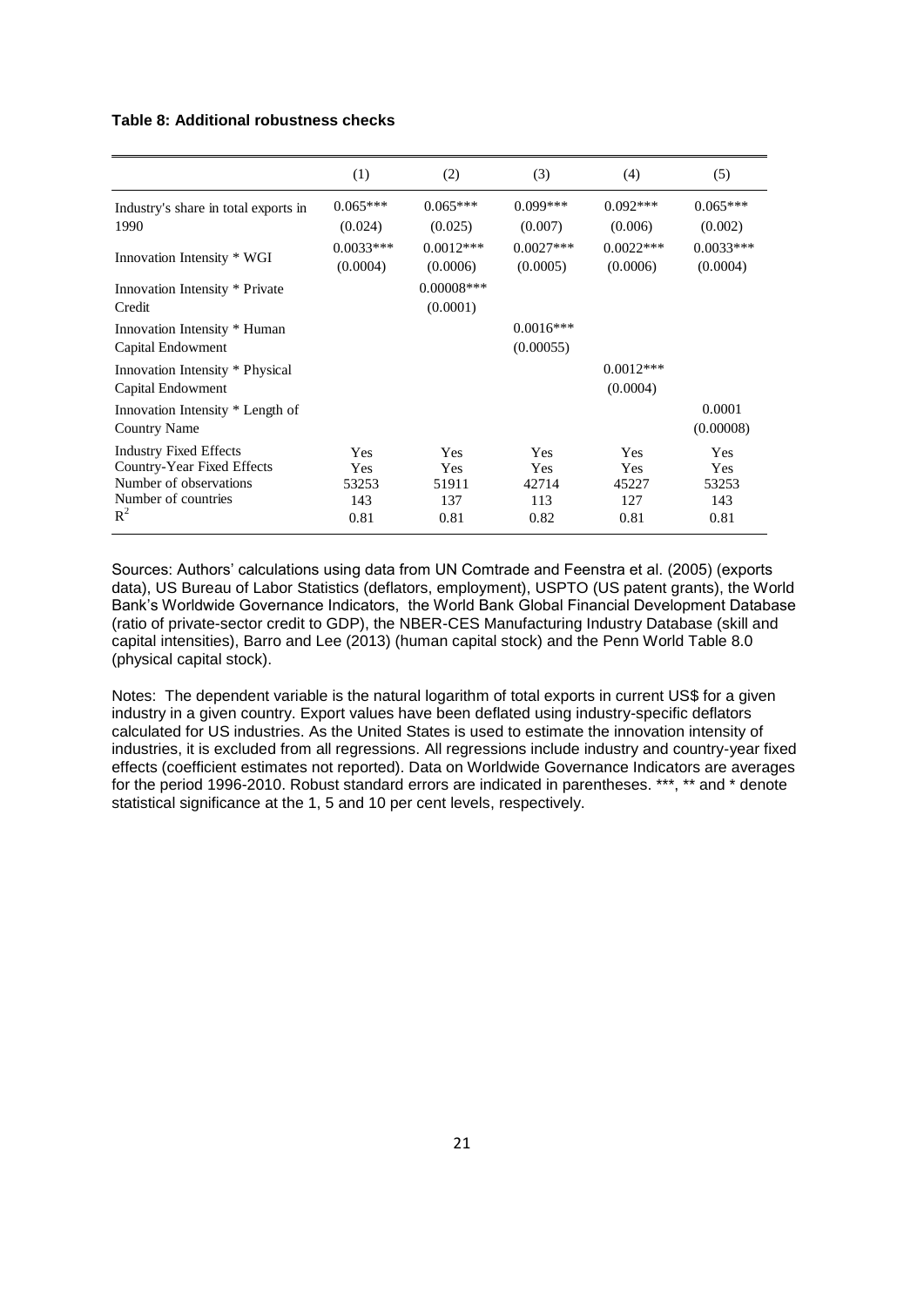**Table 8: Additional robustness checks**

| | (1) | (2) | (3) | (4) | (5) |
|---|---|---|---|---|---|
| Industry's share in total exports in 1990 | 0.065*** | 0.065*** | 0.099*** | 0.092*** | 0.065*** |
| | (0.024) | (0.025) | (0.007) | (0.006) | (0.002) |
| Innovation Intensity * WGI | 0.0033*** | 0.0012*** | 0.0027*** | 0.0022*** | 0.0033*** |
| | (0.0004) | (0.0006) | (0.0005) | (0.0006) | (0.0004) |
| Innovation Intensity * Private Credit | | 0.00008*** | | | |
| | | (0.0001) | | | |
| Innovation Intensity * Human Capital Endowment | | | 0.0016*** | | |
| | | | (0.00055) | | |
| Innovation Intensity * Physical Capital Endowment | | | | 0.0012*** | |
| | | | | (0.0004) | |
| Innovation Intensity * Length of Country Name | | | | | 0.0001 |
| | | | | | (0.00008) |
| Industry Fixed Effects | Yes | Yes | Yes | Yes | Yes |
| Country-Year Fixed Effects | Yes | Yes | Yes | Yes | Yes |
| Number of observations | 53253 | 51911 | 42714 | 45227 | 53253 |
| Number of countries | 143 | 137 | 113 | 127 | 143 |
| $R^2$ | 0.81 | 0.81 | 0.82 | 0.81 | 0.81 |

Sources: Authors' calculations using data from UN Comtrade and Feenstra et al. (2005) (exports data), US Bureau of Labor Statistics (deflators, employment), USPTO (US patent grants), the World Bank's Worldwide Governance Indicators, the World Bank Global Financial Development Database (ratio of private-sector credit to GDP), the NBER-CES Manufacturing Industry Database (skill and capital intensities), Barro and Lee (2013) (human capital stock) and the Penn World Table 8.0 (physical capital stock).

Notes: The dependent variable is the natural logarithm of total exports in current US$ for a given industry in a given country. Export values have been deflated using industry-specific deflators calculated for US industries. As the United States is used to estimate the innovation intensity of industries, it is excluded from all regressions. All regressions include industry and country-year fixed effects (coefficient estimates not reported). Data on Worldwide Governance Indicators are averages for the period 1996-2010. Robust standard errors are indicated in parentheses. ***, ** and * denote statistical significance at the 1, 5 and 10 per cent levels, respectively.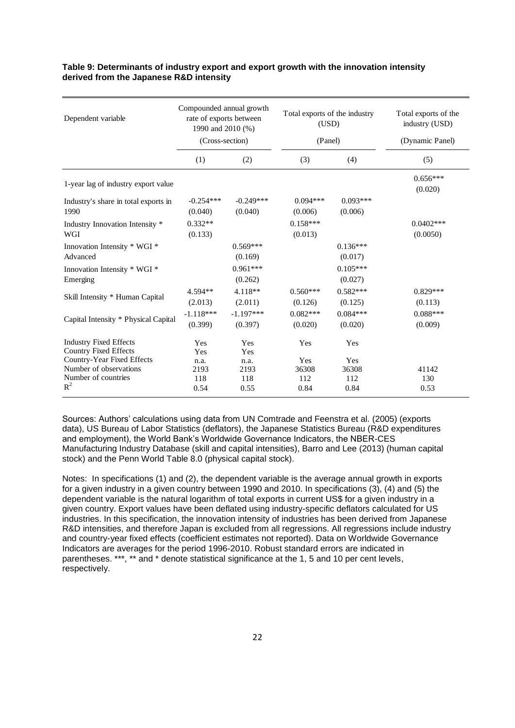**Table 9: Determinants of industry export and export growth with the innovation intensity derived from the Japanese R&D intensity**

| Dependent variable | Compounded annual growth rate of exports between 1990 and 2010 (%) (Cross-section) | | Total exports of the industry (USD) (Panel) | | Total exports of the industry (USD) (Dynamic Panel) |
|---|---|---|---|---|---|
| | (1) | (2) | (3) | (4) | (5) |
| 1-year lag of industry export value | | | | | 0.656*** |
| | | | | | (0.020) |
| Industry's share in total exports in 1990 | -0.254*** | -0.249*** | 0.094*** | 0.093*** | |
| | (0.040) | (0.040) | (0.006) | (0.006) | |
| Industry Innovation Intensity * WGI | 0.332** | | 0.158*** | | 0.0402*** |
| | (0.133) | | (0.013) | | (0.0050) |
| Innovation Intensity * WGI * Advanced | | 0.569*** | | 0.136*** | |
| | | (0.169) | | (0.017) | |
| Innovation Intensity * WGI * Emerging | | 0.961*** | | 0.105*** | |
| | | (0.262) | | (0.027) | |
| Skill Intensity * Human Capital | 4.594** | 4.118** | 0.560*** | 0.582*** | 0.829*** |
| | (2.013) | (2.011) | (0.126) | (0.125) | (0.113) |
| Capital Intensity * Physical Capital | -1.118*** | -1.197*** | 0.082*** | 0.084*** | 0.088*** |
| | (0.399) | (0.397) | (0.020) | (0.020) | (0.009) |
| Industry Fixed Effects | Yes | Yes | Yes | Yes | |
| Country Fixed Effects | Yes | Yes | | | |
| Country-Year Fixed Effects | n.a. | n.a. | Yes | Yes | |
| Number of observations | 2193 | 2193 | 36308 | 36308 | 41142 |
| Number of countries | 118 | 118 | 112 | 112 | 130 |
| $R^2$ | 0.54 | 0.55 | 0.84 | 0.84 | 0.53 |

Sources: Authors' calculations using data from UN Comtrade and Feenstra et al. (2005) (exports data), US Bureau of Labor Statistics (deflators), the Japanese Statistics Bureau (R&D expenditures and employment), the World Bank's Worldwide Governance Indicators, the NBER-CES Manufacturing Industry Database (skill and capital intensities), Barro and Lee (2013) (human capital stock) and the Penn World Table 8.0 (physical capital stock).

Notes: In specifications (1) and (2), the dependent variable is the average annual growth in exports for a given industry in a given country between 1990 and 2010. In specifications (3), (4) and (5) the dependent variable is the natural logarithm of total exports in current US$ for a given industry in a given country. Export values have been deflated using industry-specific deflators calculated for US industries. In this specification, the innovation intensity of industries has been derived from Japanese R&D intensities, and therefore Japan is excluded from all regressions. All regressions include industry and country-year fixed effects (coefficient estimates not reported). Data on Worldwide Governance Indicators are averages for the period 1996-2010. Robust standard errors are indicated in parentheses. ***, ** and * denote statistical significance at the 1, 5 and 10 per cent levels, respectively.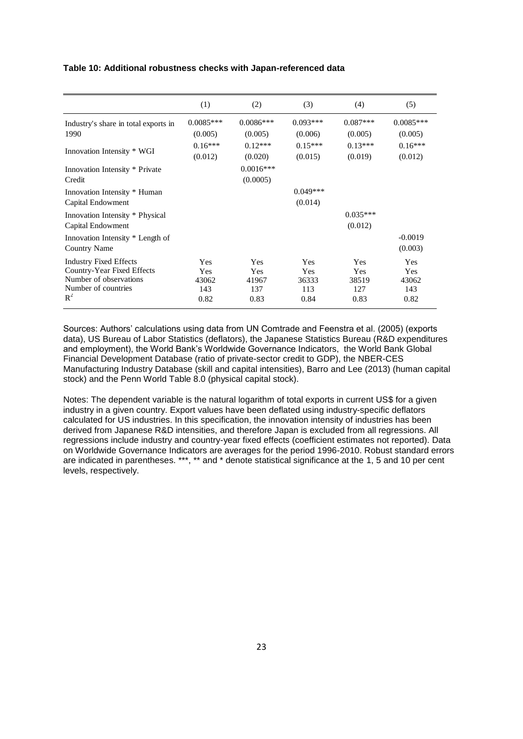**Table 10: Additional robustness checks with Japan-referenced data**

| | (1) | (2) | (3) | (4) | (5) |
|---|---|---|---|---|---|
| Industry's share in total exports in 1990 | 0.0085*** | 0.0086*** | 0.093*** | 0.087*** | 0.0085*** |
| | (0.005) | (0.005) | (0.006) | (0.005) | (0.005) |
| Innovation Intensity * WGI | 0.16*** | 0.12*** | 0.15*** | 0.13*** | 0.16*** |
| | (0.012) | (0.020) | (0.015) | (0.019) | (0.012) |
| Innovation Intensity * Private Credit | | 0.0016*** | | | |
| | | (0.0005) | | | |
| Innovation Intensity * Human Capital Endowment | | | 0.049*** | | |
| | | | (0.014) | | |
| Innovation Intensity * Physical Capital Endowment | | | | 0.035*** | |
| | | | | (0.012) | |
| Innovation Intensity * Length of Country Name | | | | | -0.0019 |
| | | | | | (0.003) |
| Industry Fixed Effects | Yes | Yes | Yes | Yes | Yes |
| Country-Year Fixed Effects | Yes | Yes | Yes | Yes | Yes |
| Number of observations | 43062 | 41967 | 36333 | 38519 | 43062 |
| Number of countries | 143 | 137 | 113 | 127 | 143 |
| $R^2$ | 0.82 | 0.83 | 0.84 | 0.83 | 0.82 |

Sources: Authors' calculations using data from UN Comtrade and Feenstra et al. (2005) (exports data), US Bureau of Labor Statistics (deflators), the Japanese Statistics Bureau (R&D expenditures and employment), the World Bank's Worldwide Governance Indicators, the World Bank Global Financial Development Database (ratio of private-sector credit to GDP), the NBER-CES Manufacturing Industry Database (skill and capital intensities), Barro and Lee (2013) (human capital stock) and the Penn World Table 8.0 (physical capital stock).

Notes: The dependent variable is the natural logarithm of total exports in current US$ for a given industry in a given country. Export values have been deflated using industry-specific deflators calculated for US industries. In this specification, the innovation intensity of industries has been derived from Japanese R&D intensities, and therefore Japan is excluded from all regressions. All regressions include industry and country-year fixed effects (coefficient estimates not reported). Data on Worldwide Governance Indicators are averages for the period 1996-2010. Robust standard errors are indicated in parentheses. ***, ** and * denote statistical significance at the 1, 5 and 10 per cent levels, respectively.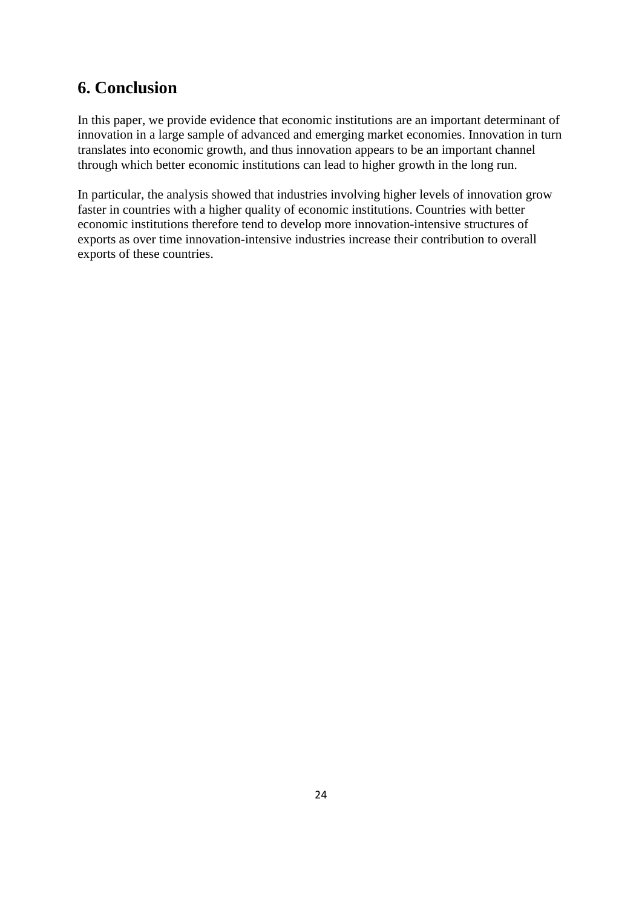## 6. Conclusion

In this paper, we provide evidence that economic institutions are an important determinant of innovation in a large sample of advanced and emerging market economies. Innovation in turn translates into economic growth, and thus innovation appears to be an important channel through which better economic institutions can lead to higher growth in the long run.

In particular, the analysis showed that industries involving higher levels of innovation grow faster in countries with a higher quality of economic institutions. Countries with better economic institutions therefore tend to develop more innovation-intensive structures of exports as over time innovation-intensive industries increase their contribution to overall exports of these countries.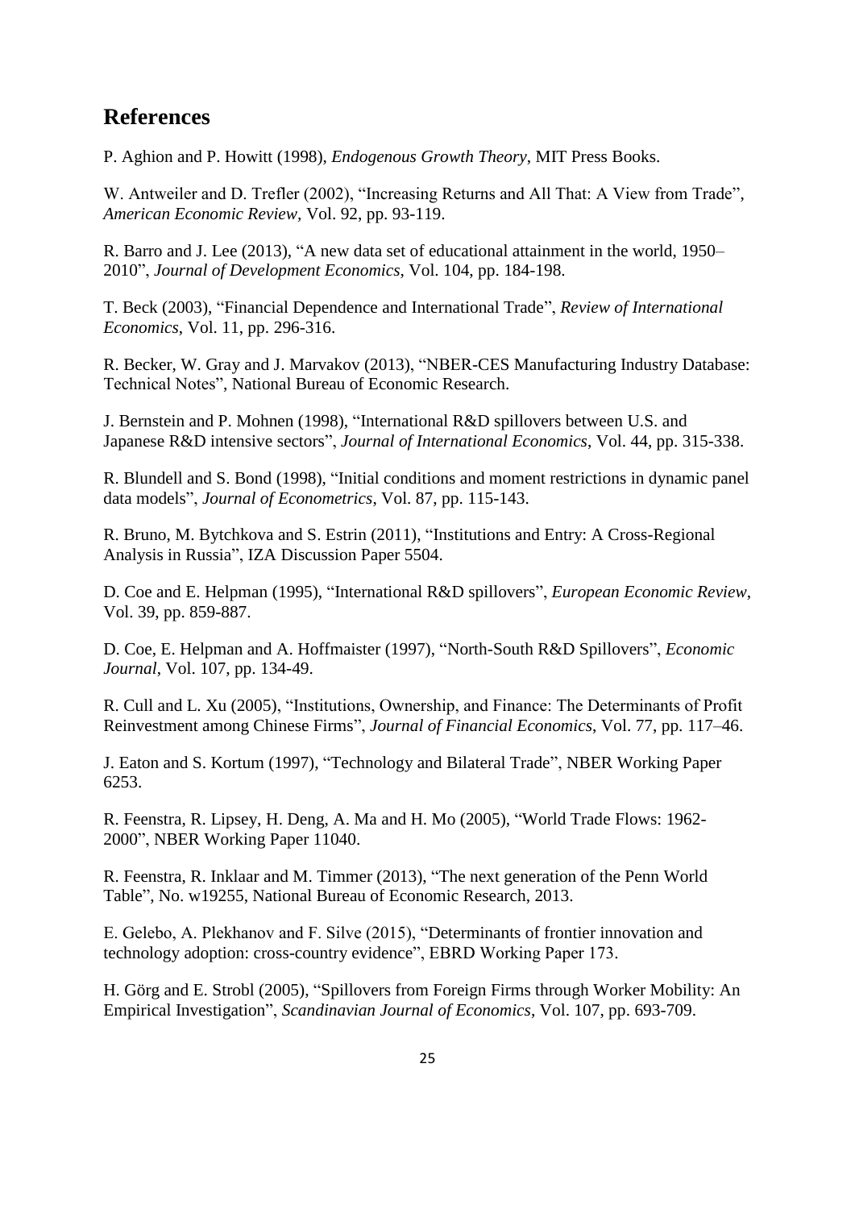## References

P. Aghion and P. Howitt (1998), *Endogenous Growth Theory*, MIT Press Books.

W. Antweiler and D. Trefler (2002), "Increasing Returns and All That: A View from Trade", *American Economic Review*, Vol. 92, pp. 93-119.

R. Barro and J. Lee (2013), "A new data set of educational attainment in the world, 1950–2010", *Journal of Development Economics*, Vol. 104, pp. 184-198.

T. Beck (2003), "Financial Dependence and International Trade", *Review of International Economics*, Vol. 11, pp. 296-316.

R. Becker, W. Gray and J. Marvakov (2013), "NBER-CES Manufacturing Industry Database: Technical Notes", National Bureau of Economic Research.

J. Bernstein and P. Mohnen (1998), "International R&D spillovers between U.S. and Japanese R&D intensive sectors", *Journal of International Economics*, Vol. 44, pp. 315-338.

R. Blundell and S. Bond (1998), "Initial conditions and moment restrictions in dynamic panel data models", *Journal of Econometrics*, Vol. 87, pp. 115-143.

R. Bruno, M. Bytchkova and S. Estrin (2011), "Institutions and Entry: A Cross-Regional Analysis in Russia", IZA Discussion Paper 5504.

D. Coe and E. Helpman (1995), "International R&D spillovers", *European Economic Review*, Vol. 39, pp. 859-887.

D. Coe, E. Helpman and A. Hoffmaister (1997), "North-South R&D Spillovers", *Economic Journal*, Vol. 107, pp. 134-49.

R. Cull and L. Xu (2005), "Institutions, Ownership, and Finance: The Determinants of Profit Reinvestment among Chinese Firms", *Journal of Financial Economics*, Vol. 77, pp. 117–46.

J. Eaton and S. Kortum (1997), "Technology and Bilateral Trade", NBER Working Paper 6253.

R. Feenstra, R. Lipsey, H. Deng, A. Ma and H. Mo (2005), "World Trade Flows: 1962-2000", NBER Working Paper 11040.

R. Feenstra, R. Inklaar and M. Timmer (2013), "The next generation of the Penn World Table", No. w19255, National Bureau of Economic Research, 2013.

E. Gelebo, A. Plekhanov and F. Silve (2015), "Determinants of frontier innovation and technology adoption: cross-country evidence", EBRD Working Paper 173.

H. Görg and E. Strobl (2005), "Spillovers from Foreign Firms through Worker Mobility: An Empirical Investigation", *Scandinavian Journal of Economics*, Vol. 107, pp. 693-709.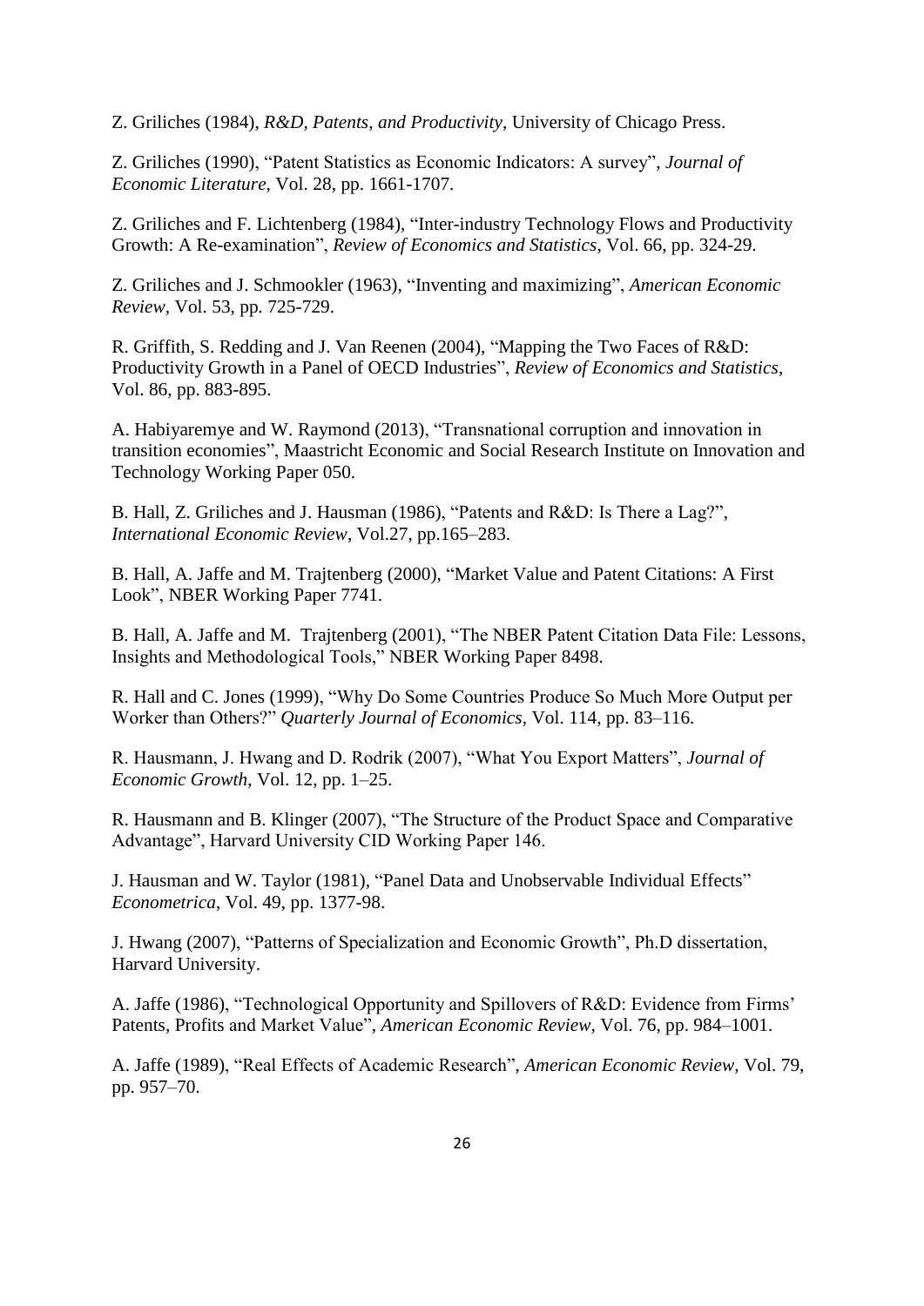Z. Griliches (1984), *R&D, Patents, and Productivity*, University of Chicago Press.

Z. Griliches (1990), "Patent Statistics as Economic Indicators: A survey", *Journal of Economic Literature*, Vol. 28, pp. 1661-1707.

Z. Griliches and F. Lichtenberg (1984), "Inter-industry Technology Flows and Productivity Growth: A Re-examination", *Review of Economics and Statistics*, Vol. 66, pp. 324-29.

Z. Griliches and J. Schmookler (1963), "Inventing and maximizing", *American Economic Review*, Vol. 53, pp. 725-729.

R. Griffith, S. Redding and J. Van Reenen (2004), "Mapping the Two Faces of R&D: Productivity Growth in a Panel of OECD Industries", *Review of Economics and Statistics*, Vol. 86, pp. 883-895.

A. Habiyaremye and W. Raymond (2013), "Transnational corruption and innovation in transition economies", Maastricht Economic and Social Research Institute on Innovation and Technology Working Paper 050.

B. Hall, Z. Griliches and J. Hausman (1986), "Patents and R&D: Is There a Lag?", *International Economic Review*, Vol.27, pp.165–283.

B. Hall, A. Jaffe and M. Trajtenberg (2000), "Market Value and Patent Citations: A First Look", NBER Working Paper 7741.

B. Hall, A. Jaffe and M. Trajtenberg (2001), "The NBER Patent Citation Data File: Lessons, Insights and Methodological Tools," NBER Working Paper 8498.

R. Hall and C. Jones (1999), "Why Do Some Countries Produce So Much More Output per Worker than Others?" *Quarterly Journal of Economics*, Vol. 114, pp. 83–116.

R. Hausmann, J. Hwang and D. Rodrik (2007), "What You Export Matters", *Journal of Economic Growth*, Vol. 12, pp. 1–25.

R. Hausmann and B. Klinger (2007), "The Structure of the Product Space and Comparative Advantage", Harvard University CID Working Paper 146.

J. Hausman and W. Taylor (1981), "Panel Data and Unobservable Individual Effects" *Econometrica*, Vol. 49, pp. 1377-98.

J. Hwang (2007), "Patterns of Specialization and Economic Growth", Ph.D dissertation, Harvard University.

A. Jaffe (1986), "Technological Opportunity and Spillovers of R&D: Evidence from Firms' Patents, Profits and Market Value", *American Economic Review*, Vol. 76, pp. 984–1001.

A. Jaffe (1989), "Real Effects of Academic Research", *American Economic Review*, Vol. 79, pp. 957–70.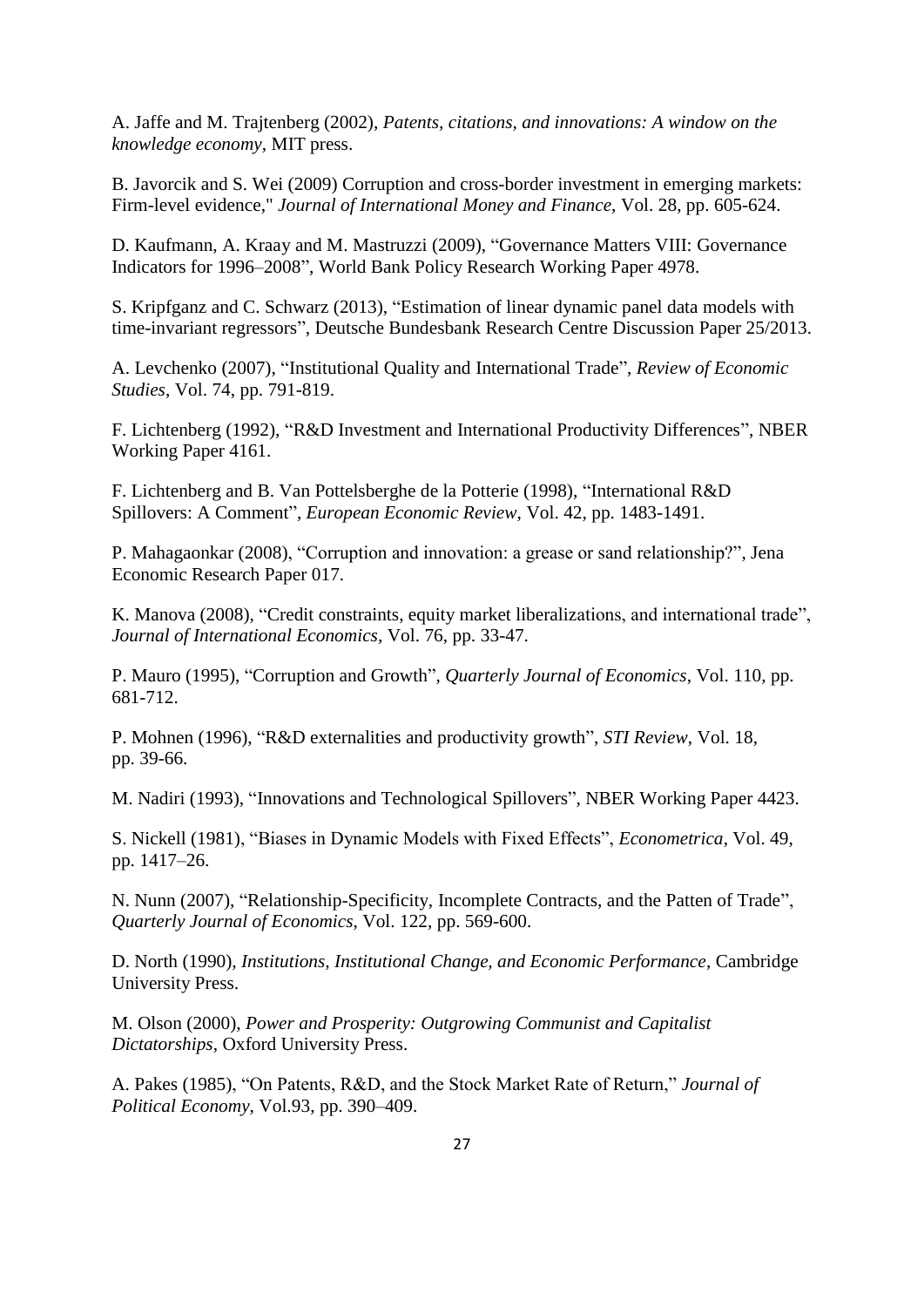A. Jaffe and M. Trajtenberg (2002), *Patents, citations, and innovations: A window on the knowledge economy*, MIT press.

B. Javorcik and S. Wei (2009) Corruption and cross-border investment in emerging markets: Firm-level evidence," *Journal of International Money and Finance*, Vol. 28, pp. 605-624.

D. Kaufmann, A. Kraay and M. Mastruzzi (2009), "Governance Matters VIII: Governance Indicators for 1996–2008", World Bank Policy Research Working Paper 4978.

S. Kripfganz and C. Schwarz (2013), "Estimation of linear dynamic panel data models with time-invariant regressors", Deutsche Bundesbank Research Centre Discussion Paper 25/2013.

A. Levchenko (2007), "Institutional Quality and International Trade", *Review of Economic Studies*, Vol. 74, pp. 791-819.

F. Lichtenberg (1992), "R&D Investment and International Productivity Differences", NBER Working Paper 4161.

F. Lichtenberg and B. Van Pottelsberghe de la Potterie (1998), "International R&D Spillovers: A Comment", *European Economic Review*, Vol. 42, pp. 1483-1491.

P. Mahagaonkar (2008), "Corruption and innovation: a grease or sand relationship?", Jena Economic Research Paper 017.

K. Manova (2008), "Credit constraints, equity market liberalizations, and international trade", *Journal of International Economics*, Vol. 76, pp. 33-47.

P. Mauro (1995), "Corruption and Growth", *Quarterly Journal of Economics*, Vol. 110, pp. 681-712.

P. Mohnen (1996), "R&D externalities and productivity growth", *STI Review*, Vol. 18, pp. 39-66.

M. Nadiri (1993), "Innovations and Technological Spillovers", NBER Working Paper 4423.

S. Nickell (1981), "Biases in Dynamic Models with Fixed Effects", *Econometrica*, Vol. 49, pp. 1417–26.

N. Nunn (2007), "Relationship-Specificity, Incomplete Contracts, and the Patten of Trade", *Quarterly Journal of Economics*, Vol. 122, pp. 569-600.

D. North (1990), *Institutions, Institutional Change, and Economic Performance*, Cambridge University Press.

M. Olson (2000), *Power and Prosperity: Outgrowing Communist and Capitalist Dictatorships*, Oxford University Press.

A. Pakes (1985), "On Patents, R&D, and the Stock Market Rate of Return," *Journal of Political Economy*, Vol.93, pp. 390–409.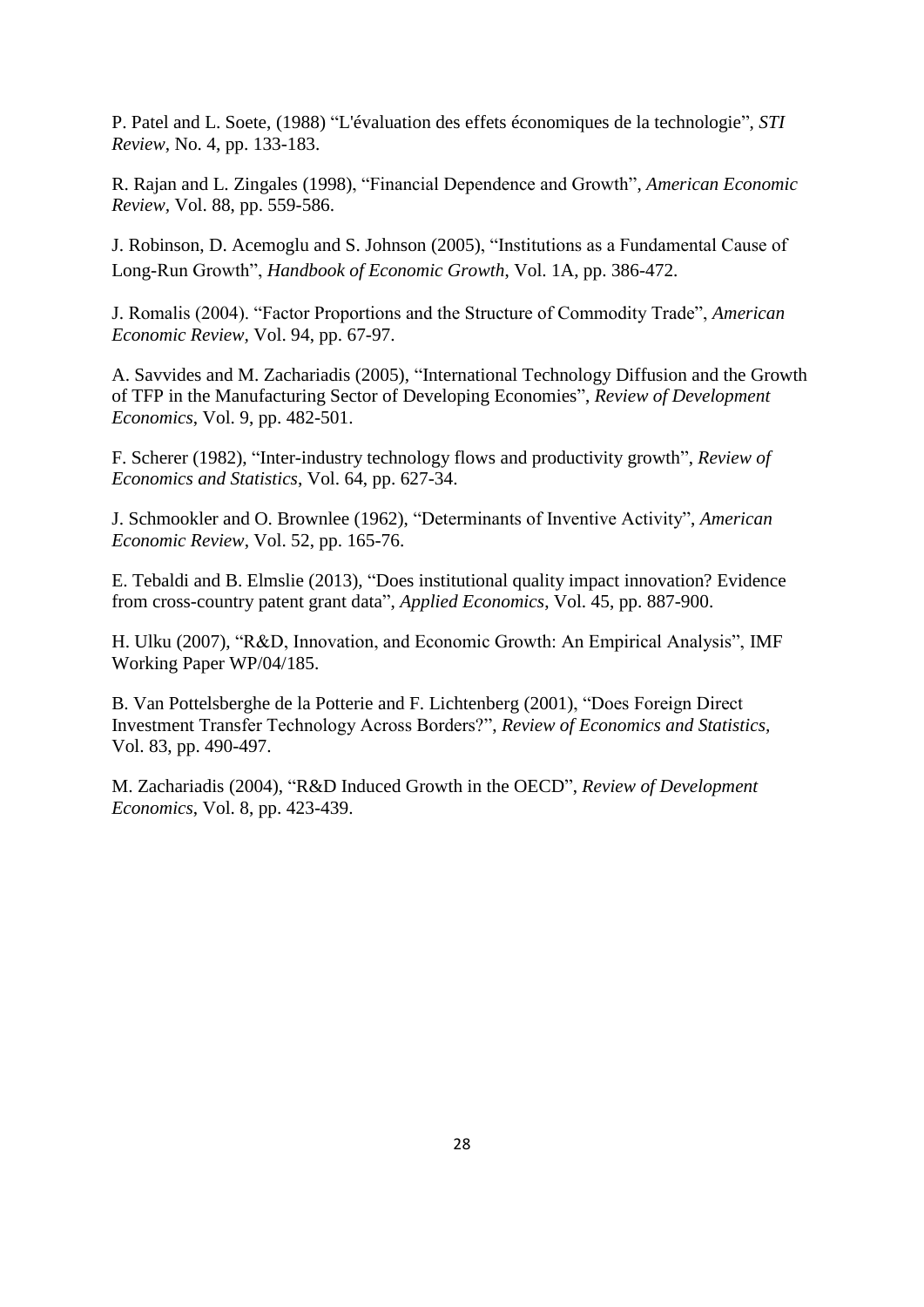P. Patel and L. Soete, (1988) "L'évaluation des effets économiques de la technologie", *STI Review*, No. 4, pp. 133-183.

R. Rajan and L. Zingales (1998), "Financial Dependence and Growth", *American Economic Review*, Vol. 88, pp. 559-586.

J. Robinson, D. Acemoglu and S. Johnson (2005), "Institutions as a Fundamental Cause of Long-Run Growth", *Handbook of Economic Growth*, Vol. 1A, pp. 386-472.

J. Romalis (2004). "Factor Proportions and the Structure of Commodity Trade", *American Economic Review,* Vol. 94, pp. 67-97.

A. Savvides and M. Zachariadis (2005), "International Technology Diffusion and the Growth of TFP in the Manufacturing Sector of Developing Economies", *Review of Development Economics*, Vol. 9, pp. 482-501.

F. Scherer (1982), "Inter-industry technology flows and productivity growth", *Review of Economics and Statistics*, Vol. 64, pp. 627-34.

J. Schmookler and O. Brownlee (1962), "Determinants of Inventive Activity", *American Economic Review*, Vol. 52, pp. 165-76.

E. Tebaldi and B. Elmslie (2013), "Does institutional quality impact innovation? Evidence from cross-country patent grant data", *Applied Economics*, Vol. 45, pp. 887-900.

H. Ulku (2007), "R&D, Innovation, and Economic Growth: An Empirical Analysis", IMF Working Paper WP/04/185.

B. Van Pottelsberghe de la Potterie and F. Lichtenberg (2001), "Does Foreign Direct Investment Transfer Technology Across Borders?", *Review of Economics and Statistics,* Vol. 83, pp. 490-497.

M. Zachariadis (2004), "R&D Induced Growth in the OECD", *Review of Development Economics*, Vol. 8, pp. 423-439.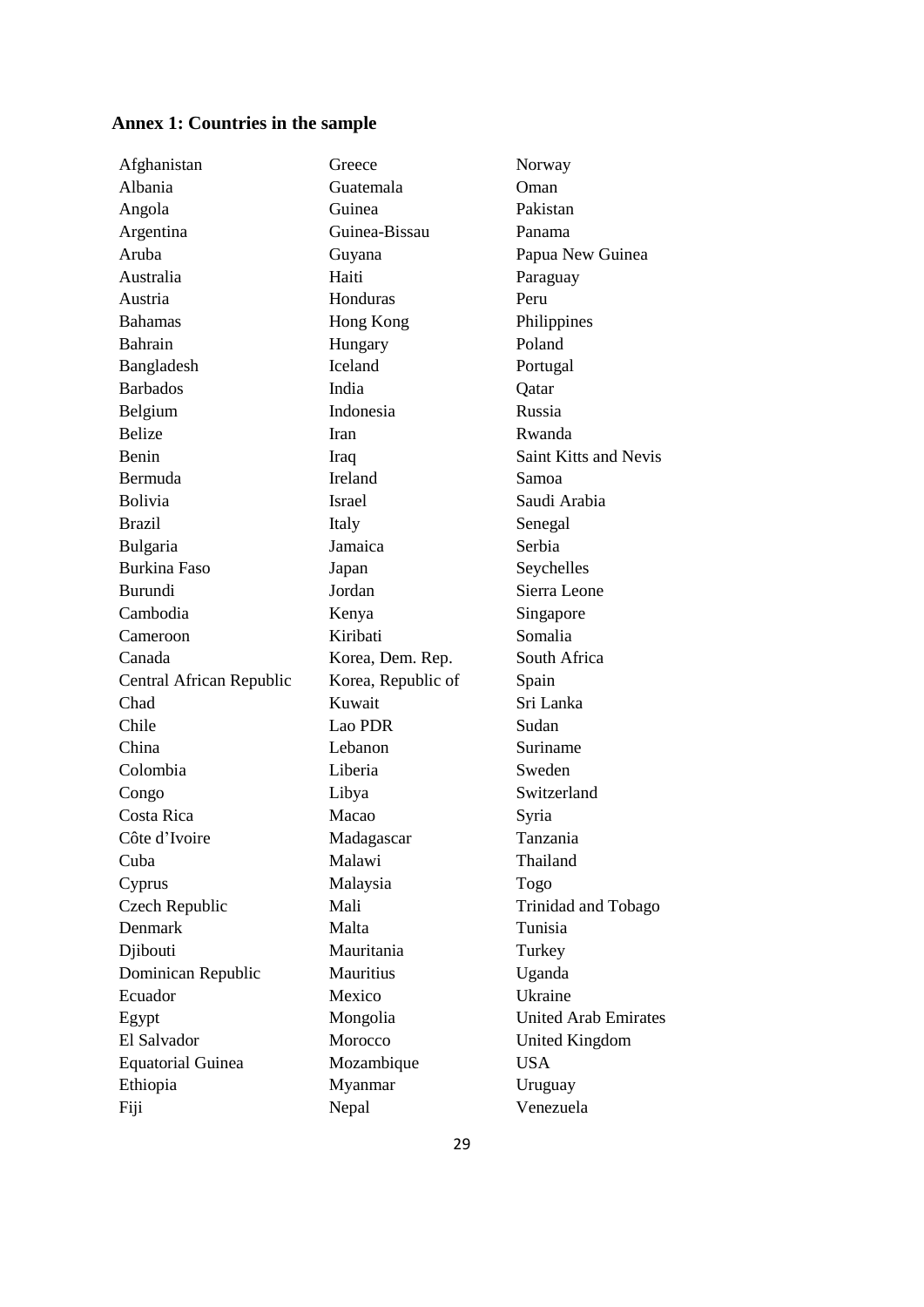## Annex 1: Countries in the sample

Afghanistan
Albania
Angola
Argentina
Aruba
Australia
Austria
Bahamas
Bahrain
Bangladesh
Barbados
Belgium
Belize
Benin
Bermuda
Bolivia
Brazil
Bulgaria
Burkina Faso
Burundi
Cambodia
Cameroon
Canada
Central African Republic
Chad
Chile
China
Colombia
Congo
Costa Rica
Côte d'Ivoire
Cuba
Cyprus
Czech Republic
Denmark
Djibouti
Dominican Republic
Ecuador
Egypt
El Salvador
Equatorial Guinea
Ethiopia
Fiji
Greece
Guatemala
Guinea
Guinea-Bissau
Guyana
Haiti
Honduras
Hong Kong
Hungary
Iceland
India
Indonesia
Iran
Iraq
Ireland
Israel
Italy
Jamaica
Japan
Jordan
Kenya
Kiribati
Korea, Dem. Rep.
Korea, Republic of
Kuwait
Lao PDR
Lebanon
Liberia
Libya
Macao
Madagascar
Malawi
Malaysia
Mali
Malta
Mauritania
Mauritius
Mexico
Mongolia
Morocco
Mozambique
Myanmar
Nepal
Norway
Oman
Pakistan
Panama
Papua New Guinea
Paraguay
Peru
Philippines
Poland
Portugal
Qatar
Russia
Rwanda
Saint Kitts and Nevis
Samoa
Saudi Arabia
Senegal
Serbia
Seychelles
Sierra Leone
Singapore
Somalia
South Africa
Spain
Sri Lanka
Sudan
Suriname
Sweden
Switzerland
Syria
Tanzania
Thailand
Togo
Trinidad and Tobago
Tunisia
Turkey
Uganda
Ukraine
United Arab Emirates
United Kingdom
USA
Uruguay
Venezuela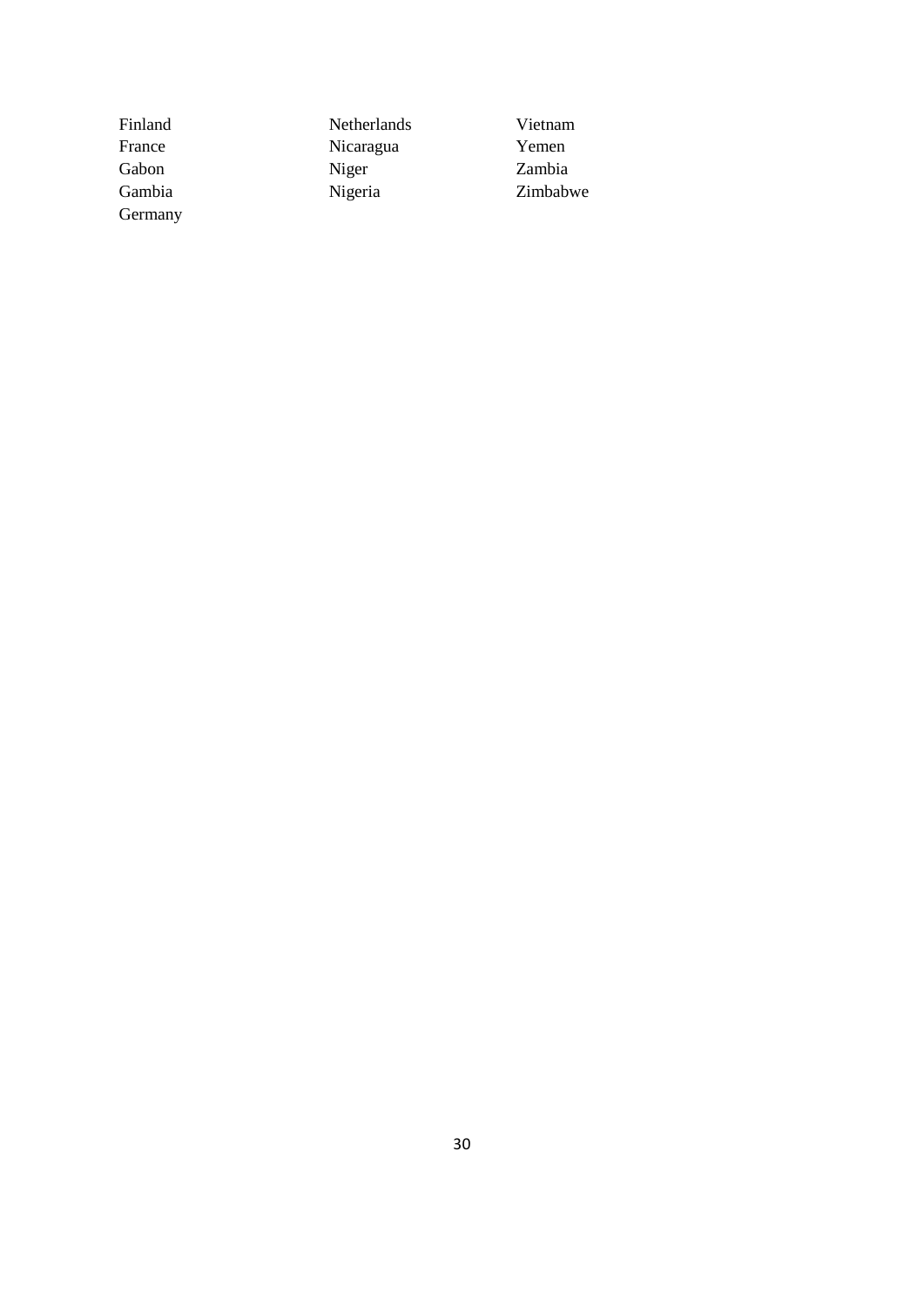| | | |
|---|---|---|
| Finland | Netherlands | Vietnam |
| France | Nicaragua | Yemen |
| Gabon | Niger | Zambia |
| Gambia | Nigeria | Zimbabwe |
| Germany | | |